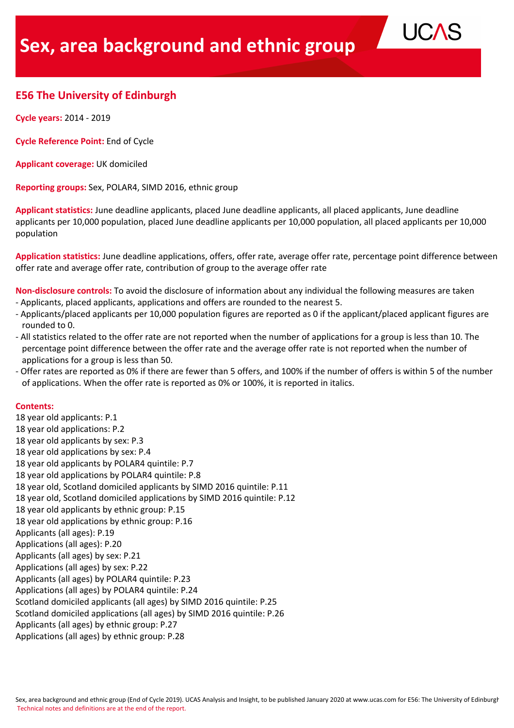# Sex, area background and ethnic group

UCAS

## E56 The University of Edinburgh

**Cycle years:** 2014 - 2019

**Cycle Reference Point:** End of Cycle

**Applicant coverage:** UK domiciled

**Reporting groups:** Sex, POLAR4, SIMD 2016, ethnic group

**Applicant statistics:** June deadline applicants, placed June deadline applicants, all placed applicants, June deadline applicants per 10,000 population, placed June deadline applicants per 10,000 population, all placed applicants per 10,000 population

**Application statistics:** June deadline applications, offers, offer rate, average offer rate, percentage point difference between offer rate and average offer rate, contribution of group to the average offer rate

**Non-disclosure controls:** To avoid the disclosure of information about any individual the following measures are taken
- Applicants, placed applicants, applications and offers are rounded to the nearest 5.
- Applicants/placed applicants per 10,000 population figures are reported as 0 if the applicant/placed applicant figures are rounded to 0.
- All statistics related to the offer rate are not reported when the number of applications for a group is less than 10. The percentage point difference between the offer rate and the average offer rate is not reported when the number of applications for a group is less than 50.
- Offer rates are reported as 0% if there are fewer than 5 offers, and 100% if the number of offers is within 5 of the number of applications. When the offer rate is reported as 0% or 100%, it is reported in italics.

**Contents:**

18 year old applicants: P.1
18 year old applications: P.2
18 year old applicants by sex: P.3
18 year old applications by sex: P.4
18 year old applicants by POLAR4 quintile: P.7
18 year old applications by POLAR4 quintile: P.8
18 year old, Scotland domiciled applicants by SIMD 2016 quintile: P.11
18 year old, Scotland domiciled applications by SIMD 2016 quintile: P.12
18 year old applicants by ethnic group: P.15
18 year old applications by ethnic group: P.16
Applicants (all ages): P.19
Applications (all ages): P.20
Applicants (all ages) by sex: P.21
Applications (all ages) by sex: P.22
Applicants (all ages) by POLAR4 quintile: P.23
Applications (all ages) by POLAR4 quintile: P.24
Scotland domiciled applicants (all ages) by SIMD 2016 quintile: P.25
Scotland domiciled applications (all ages) by SIMD 2016 quintile: P.26
Applicants (all ages) by ethnic group: P.27
Applications (all ages) by ethnic group: P.28

Sex, area background and ethnic group (End of Cycle 2019). UCAS Analysis and Insight, to be published January 2020 at www.ucas.com for E56: The University of Edinburgh
Technical notes and definitions are at the end of the report.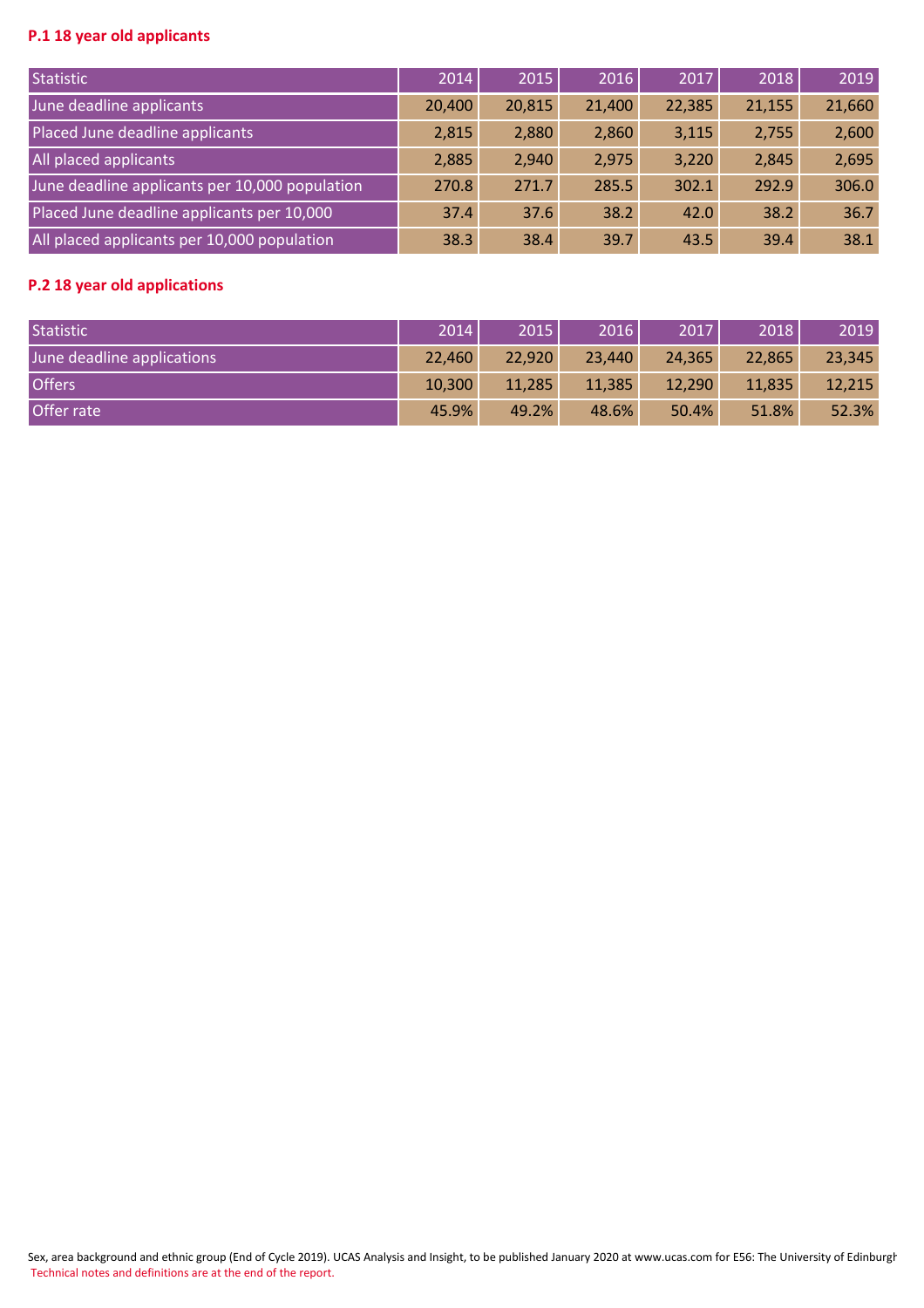**P.1 18 year old applicants**

| Statistic | 2014 | 2015 | 2016 | 2017 | 2018 | 2019 |
|---|---|---|---|---|---|---|
| June deadline applicants | 20,400 | 20,815 | 21,400 | 22,385 | 21,155 | 21,660 |
| Placed June deadline applicants | 2,815 | 2,880 | 2,860 | 3,115 | 2,755 | 2,600 |
| All placed applicants | 2,885 | 2,940 | 2,975 | 3,220 | 2,845 | 2,695 |
| June deadline applicants per 10,000 population | 270.8 | 271.7 | 285.5 | 302.1 | 292.9 | 306.0 |
| Placed June deadline applicants per 10,000 | 37.4 | 37.6 | 38.2 | 42.0 | 38.2 | 36.7 |
| All placed applicants per 10,000 population | 38.3 | 38.4 | 39.7 | 43.5 | 39.4 | 38.1 |

**P.2 18 year old applications**

| Statistic | 2014 | 2015 | 2016 | 2017 | 2018 | 2019 |
|---|---|---|---|---|---|---|
| June deadline applications | 22,460 | 22,920 | 23,440 | 24,365 | 22,865 | 23,345 |
| Offers | 10,300 | 11,285 | 11,385 | 12,290 | 11,835 | 12,215 |
| Offer rate | 45.9% | 49.2% | 48.6% | 50.4% | 51.8% | 52.3% |

Sex, area background and ethnic group (End of Cycle 2019). UCAS Analysis and Insight, to be published January 2020 at www.ucas.com for E56: The University of Edinburgh
Technical notes and definitions are at the end of the report.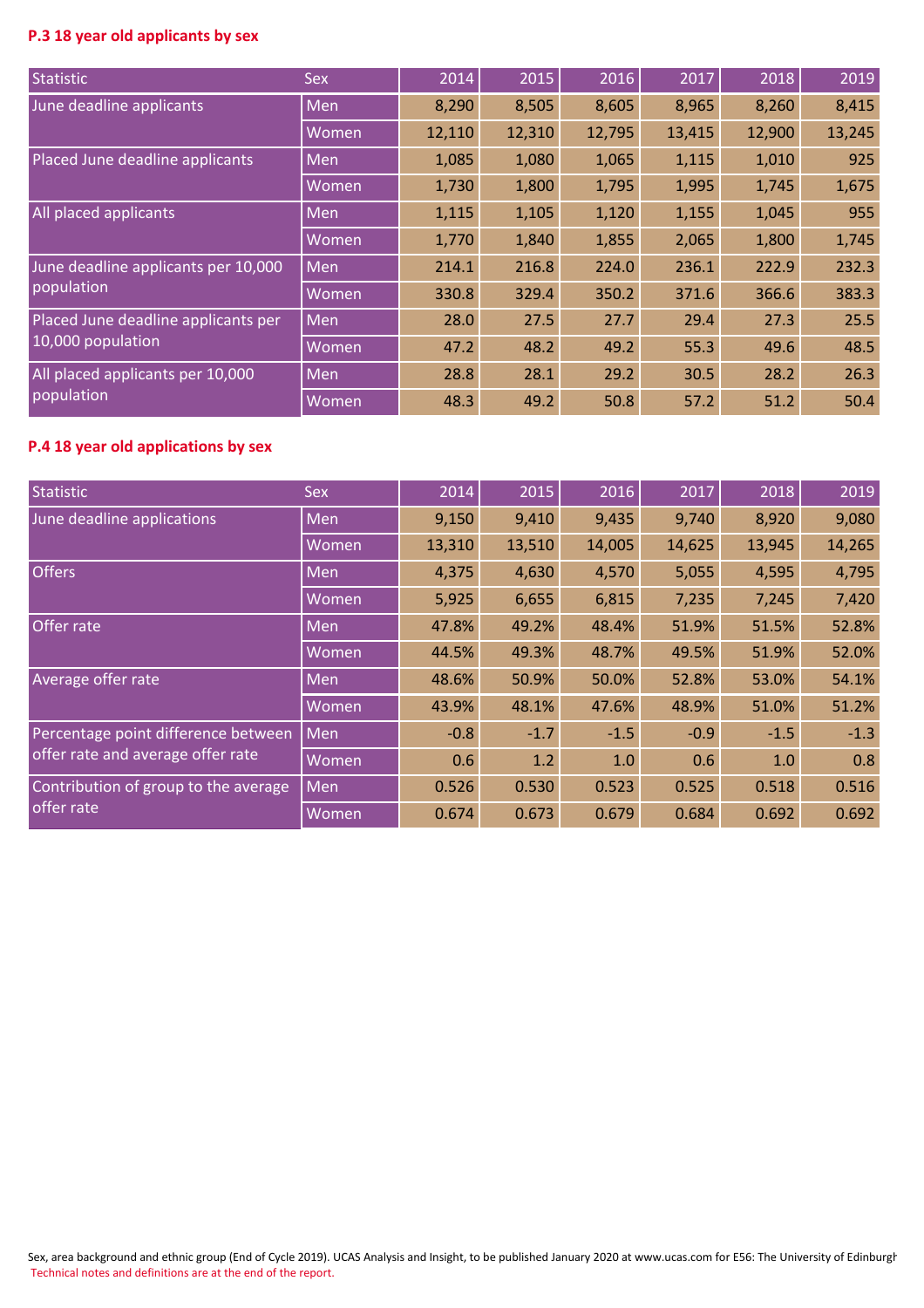## P.3 18 year old applicants by sex

| Statistic | Sex | 2014 | 2015 | 2016 | 2017 | 2018 | 2019 |
|---|---|---|---|---|---|---|---|
| June deadline applicants | Men | 8,290 | 8,505 | 8,605 | 8,965 | 8,260 | 8,415 |
| | Women | 12,110 | 12,310 | 12,795 | 13,415 | 12,900 | 13,245 |
| Placed June deadline applicants | Men | 1,085 | 1,080 | 1,065 | 1,115 | 1,010 | 925 |
| | Women | 1,730 | 1,800 | 1,795 | 1,995 | 1,745 | 1,675 |
| All placed applicants | Men | 1,115 | 1,105 | 1,120 | 1,155 | 1,045 | 955 |
| | Women | 1,770 | 1,840 | 1,855 | 2,065 | 1,800 | 1,745 |
| June deadline applicants per 10,000 population | Men | 214.1 | 216.8 | 224.0 | 236.1 | 222.9 | 232.3 |
| | Women | 330.8 | 329.4 | 350.2 | 371.6 | 366.6 | 383.3 |
| Placed June deadline applicants per 10,000 population | Men | 28.0 | 27.5 | 27.7 | 29.4 | 27.3 | 25.5 |
| | Women | 47.2 | 48.2 | 49.2 | 55.3 | 49.6 | 48.5 |
| All placed applicants per 10,000 population | Men | 28.8 | 28.1 | 29.2 | 30.5 | 28.2 | 26.3 |
| | Women | 48.3 | 49.2 | 50.8 | 57.2 | 51.2 | 50.4 |

## P.4 18 year old applications by sex

| Statistic | Sex | 2014 | 2015 | 2016 | 2017 | 2018 | 2019 |
|---|---|---|---|---|---|---|---|
| June deadline applications | Men | 9,150 | 9,410 | 9,435 | 9,740 | 8,920 | 9,080 |
| | Women | 13,310 | 13,510 | 14,005 | 14,625 | 13,945 | 14,265 |
| Offers | Men | 4,375 | 4,630 | 4,570 | 5,055 | 4,595 | 4,795 |
| | Women | 5,925 | 6,655 | 6,815 | 7,235 | 7,245 | 7,420 |
| Offer rate | Men | 47.8% | 49.2% | 48.4% | 51.9% | 51.5% | 52.8% |
| | Women | 44.5% | 49.3% | 48.7% | 49.5% | 51.9% | 52.0% |
| Average offer rate | Men | 48.6% | 50.9% | 50.0% | 52.8% | 53.0% | 54.1% |
| | Women | 43.9% | 48.1% | 47.6% | 48.9% | 51.0% | 51.2% |
| Percentage point difference between offer rate and average offer rate | Men | -0.8 | -1.7 | -1.5 | -0.9 | -1.5 | -1.3 |
| | Women | 0.6 | 1.2 | 1.0 | 0.6 | 1.0 | 0.8 |
| Contribution of group to the average offer rate | Men | 0.526 | 0.530 | 0.523 | 0.525 | 0.518 | 0.516 |
| | Women | 0.674 | 0.673 | 0.679 | 0.684 | 0.692 | 0.692 |

Sex, area background and ethnic group (End of Cycle 2019). UCAS Analysis and Insight, to be published January 2020 at www.ucas.com for E56: The University of Edinburgh
Technical notes and definitions are at the end of the report.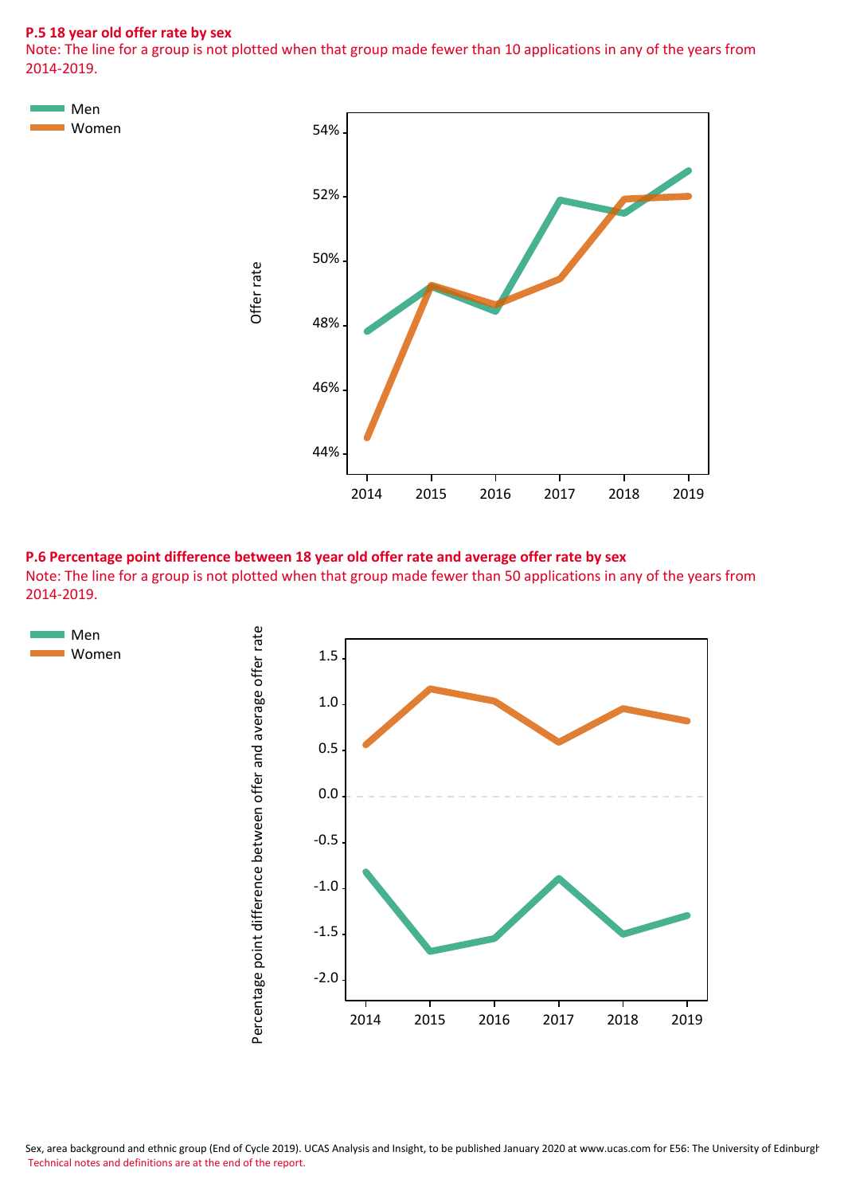**P.5 18 year old offer rate by sex**

Note: The line for a group is not plotted when that group made fewer than 10 applications in any of the years from 2014-2019.

Men
Women

Offer rate

54%
52%
50%
48%
46%
44%

2014 2015 2016 2017 2018 2019

**P.6 Percentage point difference between 18 year old offer rate and average offer rate by sex**

Note: The line for a group is not plotted when that group made fewer than 50 applications in any of the years from 2014-2019.

Men
Women

Percentage point difference between offer and average offer rate

1.5
1.0
0.5
0.0
-0.5
-1.0
-1.5
-2.0

2014 2015 2016 2017 2018 2019

Sex, area background and ethnic group (End of Cycle 2019). UCAS Analysis and Insight, to be published January 2020 at www.ucas.com for E56: The University of Edinburgh
Technical notes and definitions are at the end of the report.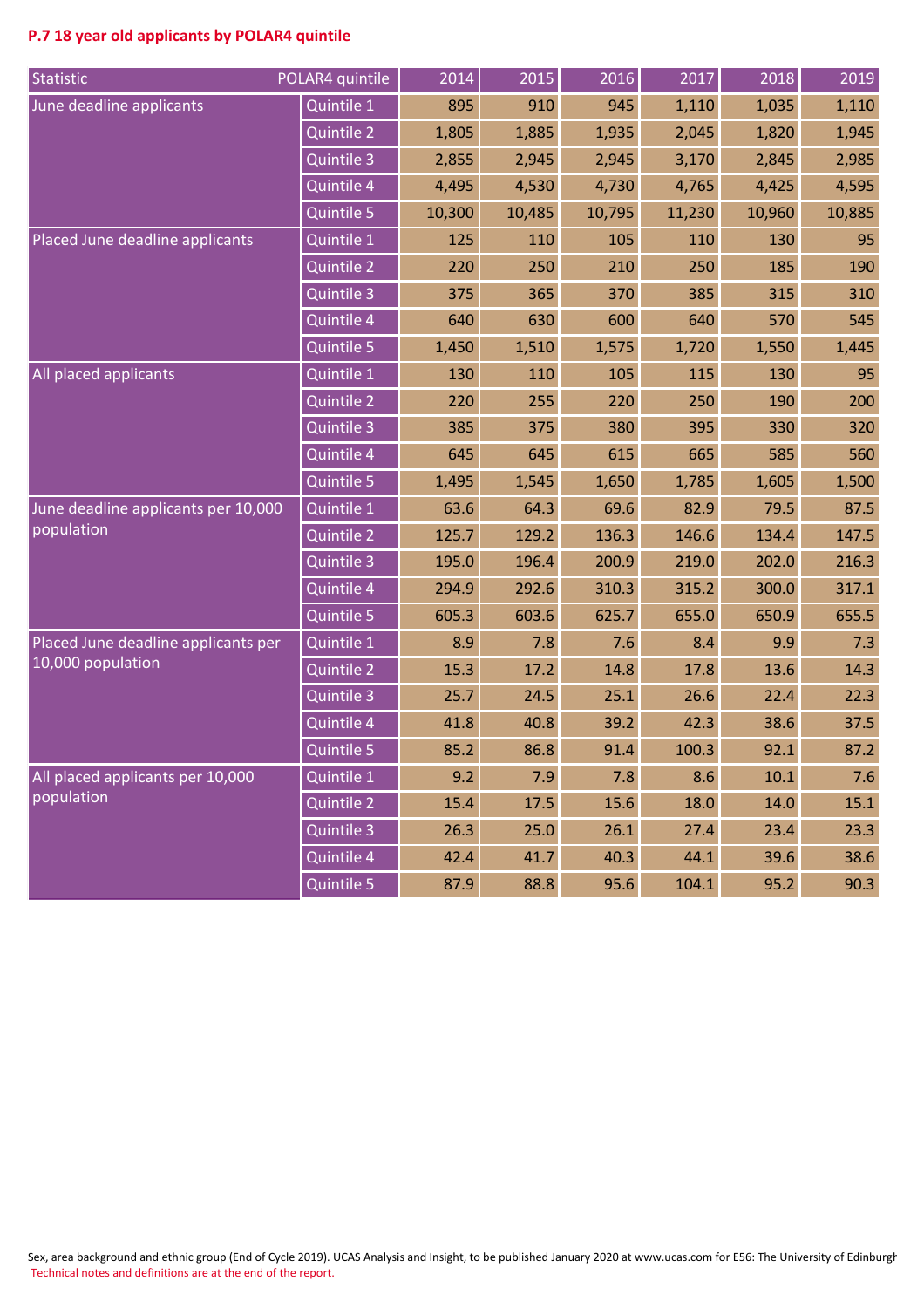## P.7 18 year old applicants by POLAR4 quintile

| Statistic | POLAR4 quintile | 2014 | 2015 | 2016 | 2017 | 2018 | 2019 |
|---|---|---|---|---|---|---|---|
| June deadline applicants | Quintile 1 | 895 | 910 | 945 | 1,110 | 1,035 | 1,110 |
| | Quintile 2 | 1,805 | 1,885 | 1,935 | 2,045 | 1,820 | 1,945 |
| | Quintile 3 | 2,855 | 2,945 | 2,945 | 3,170 | 2,845 | 2,985 |
| | Quintile 4 | 4,495 | 4,530 | 4,730 | 4,765 | 4,425 | 4,595 |
| | Quintile 5 | 10,300 | 10,485 | 10,795 | 11,230 | 10,960 | 10,885 |
| Placed June deadline applicants | Quintile 1 | 125 | 110 | 105 | 110 | 130 | 95 |
| | Quintile 2 | 220 | 250 | 210 | 250 | 185 | 190 |
| | Quintile 3 | 375 | 365 | 370 | 385 | 315 | 310 |
| | Quintile 4 | 640 | 630 | 600 | 640 | 570 | 545 |
| | Quintile 5 | 1,450 | 1,510 | 1,575 | 1,720 | 1,550 | 1,445 |
| All placed applicants | Quintile 1 | 130 | 110 | 105 | 115 | 130 | 95 |
| | Quintile 2 | 220 | 255 | 220 | 250 | 190 | 200 |
| | Quintile 3 | 385 | 375 | 380 | 395 | 330 | 320 |
| | Quintile 4 | 645 | 645 | 615 | 665 | 585 | 560 |
| | Quintile 5 | 1,495 | 1,545 | 1,650 | 1,785 | 1,605 | 1,500 |
| June deadline applicants per 10,000 population | Quintile 1 | 63.6 | 64.3 | 69.6 | 82.9 | 79.5 | 87.5 |
| | Quintile 2 | 125.7 | 129.2 | 136.3 | 146.6 | 134.4 | 147.5 |
| | Quintile 3 | 195.0 | 196.4 | 200.9 | 219.0 | 202.0 | 216.3 |
| | Quintile 4 | 294.9 | 292.6 | 310.3 | 315.2 | 300.0 | 317.1 |
| | Quintile 5 | 605.3 | 603.6 | 625.7 | 655.0 | 650.9 | 655.5 |
| Placed June deadline applicants per 10,000 population | Quintile 1 | 8.9 | 7.8 | 7.6 | 8.4 | 9.9 | 7.3 |
| | Quintile 2 | 15.3 | 17.2 | 14.8 | 17.8 | 13.6 | 14.3 |
| | Quintile 3 | 25.7 | 24.5 | 25.1 | 26.6 | 22.4 | 22.3 |
| | Quintile 4 | 41.8 | 40.8 | 39.2 | 42.3 | 38.6 | 37.5 |
| | Quintile 5 | 85.2 | 86.8 | 91.4 | 100.3 | 92.1 | 87.2 |
| All placed applicants per 10,000 population | Quintile 1 | 9.2 | 7.9 | 7.8 | 8.6 | 10.1 | 7.6 |
| | Quintile 2 | 15.4 | 17.5 | 15.6 | 18.0 | 14.0 | 15.1 |
| | Quintile 3 | 26.3 | 25.0 | 26.1 | 27.4 | 23.4 | 23.3 |
| | Quintile 4 | 42.4 | 41.7 | 40.3 | 44.1 | 39.6 | 38.6 |
| | Quintile 5 | 87.9 | 88.8 | 95.6 | 104.1 | 95.2 | 90.3 |

Sex, area background and ethnic group (End of Cycle 2019). UCAS Analysis and Insight, to be published January 2020 at www.ucas.com for E56: The University of Edinburgh
Technical notes and definitions are at the end of the report.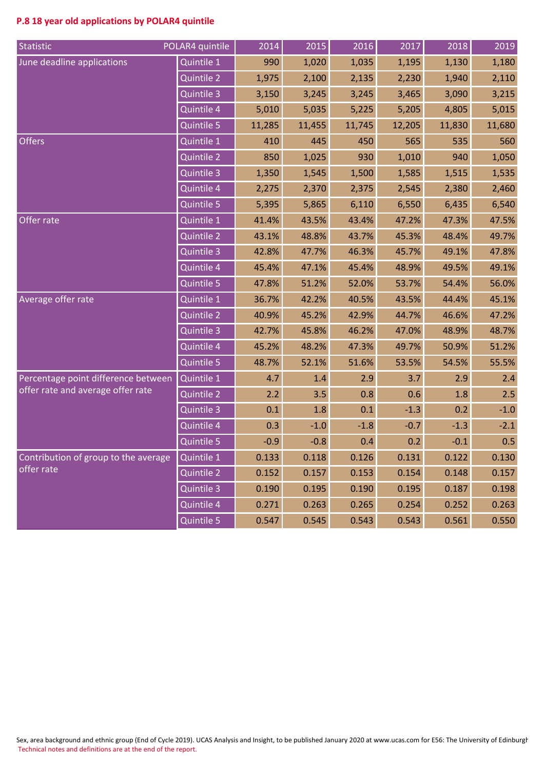## P.8 18 year old applications by POLAR4 quintile

| Statistic | POLAR4 quintile | 2014 | 2015 | 2016 | 2017 | 2018 | 2019 |
|---|---|---|---|---|---|---|---|
| June deadline applications | Quintile 1 | 990 | 1,020 | 1,035 | 1,195 | 1,130 | 1,180 |
| | Quintile 2 | 1,975 | 2,100 | 2,135 | 2,230 | 1,940 | 2,110 |
| | Quintile 3 | 3,150 | 3,245 | 3,245 | 3,465 | 3,090 | 3,215 |
| | Quintile 4 | 5,010 | 5,035 | 5,225 | 5,205 | 4,805 | 5,015 |
| | Quintile 5 | 11,285 | 11,455 | 11,745 | 12,205 | 11,830 | 11,680 |
| Offers | Quintile 1 | 410 | 445 | 450 | 565 | 535 | 560 |
| | Quintile 2 | 850 | 1,025 | 930 | 1,010 | 940 | 1,050 |
| | Quintile 3 | 1,350 | 1,545 | 1,500 | 1,585 | 1,515 | 1,535 |
| | Quintile 4 | 2,275 | 2,370 | 2,375 | 2,545 | 2,380 | 2,460 |
| | Quintile 5 | 5,395 | 5,865 | 6,110 | 6,550 | 6,435 | 6,540 |
| Offer rate | Quintile 1 | 41.4% | 43.5% | 43.4% | 47.2% | 47.3% | 47.5% |
| | Quintile 2 | 43.1% | 48.8% | 43.7% | 45.3% | 48.4% | 49.7% |
| | Quintile 3 | 42.8% | 47.7% | 46.3% | 45.7% | 49.1% | 47.8% |
| | Quintile 4 | 45.4% | 47.1% | 45.4% | 48.9% | 49.5% | 49.1% |
| | Quintile 5 | 47.8% | 51.2% | 52.0% | 53.7% | 54.4% | 56.0% |
| Average offer rate | Quintile 1 | 36.7% | 42.2% | 40.5% | 43.5% | 44.4% | 45.1% |
| | Quintile 2 | 40.9% | 45.2% | 42.9% | 44.7% | 46.6% | 47.2% |
| | Quintile 3 | 42.7% | 45.8% | 46.2% | 47.0% | 48.9% | 48.7% |
| | Quintile 4 | 45.2% | 48.2% | 47.3% | 49.7% | 50.9% | 51.2% |
| | Quintile 5 | 48.7% | 52.1% | 51.6% | 53.5% | 54.5% | 55.5% |
| Percentage point difference between offer rate and average offer rate | Quintile 1 | 4.7 | 1.4 | 2.9 | 3.7 | 2.9 | 2.4 |
| | Quintile 2 | 2.2 | 3.5 | 0.8 | 0.6 | 1.8 | 2.5 |
| | Quintile 3 | 0.1 | 1.8 | 0.1 | -1.3 | 0.2 | -1.0 |
| | Quintile 4 | 0.3 | -1.0 | -1.8 | -0.7 | -1.3 | -2.1 |
| | Quintile 5 | -0.9 | -0.8 | 0.4 | 0.2 | -0.1 | 0.5 |
| Contribution of group to the average offer rate | Quintile 1 | 0.133 | 0.118 | 0.126 | 0.131 | 0.122 | 0.130 |
| | Quintile 2 | 0.152 | 0.157 | 0.153 | 0.154 | 0.148 | 0.157 |
| | Quintile 3 | 0.190 | 0.195 | 0.190 | 0.195 | 0.187 | 0.198 |
| | Quintile 4 | 0.271 | 0.263 | 0.265 | 0.254 | 0.252 | 0.263 |
| | Quintile 5 | 0.547 | 0.545 | 0.543 | 0.543 | 0.561 | 0.550 |

Sex, area background and ethnic group (End of Cycle 2019). UCAS Analysis and Insight, to be published January 2020 at www.ucas.com for E56: The University of Edinburgh
Technical notes and definitions are at the end of the report.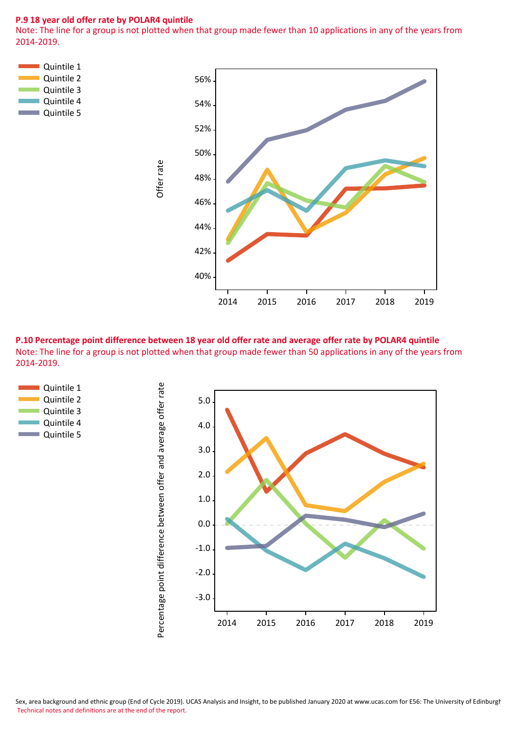**P.9 18 year old offer rate by POLAR4 quintile**

Note: The line for a group is not plotted when that group made fewer than 10 applications in any of the years from 2014-2019.

Quintile 1
Quintile 2
Quintile 3
Quintile 4
Quintile 5

**P.10 Percentage point difference between 18 year old offer rate and average offer rate by POLAR4 quintile**

Note: The line for a group is not plotted when that group made fewer than 50 applications in any of the years from 2014-2019.

Quintile 1
Quintile 2
Quintile 3
Quintile 4
Quintile 5

Sex, area background and ethnic group (End of Cycle 2019). UCAS Analysis and Insight, to be published January 2020 at www.ucas.com for E56: The University of Edinburgh

Technical notes and definitions are at the end of the report.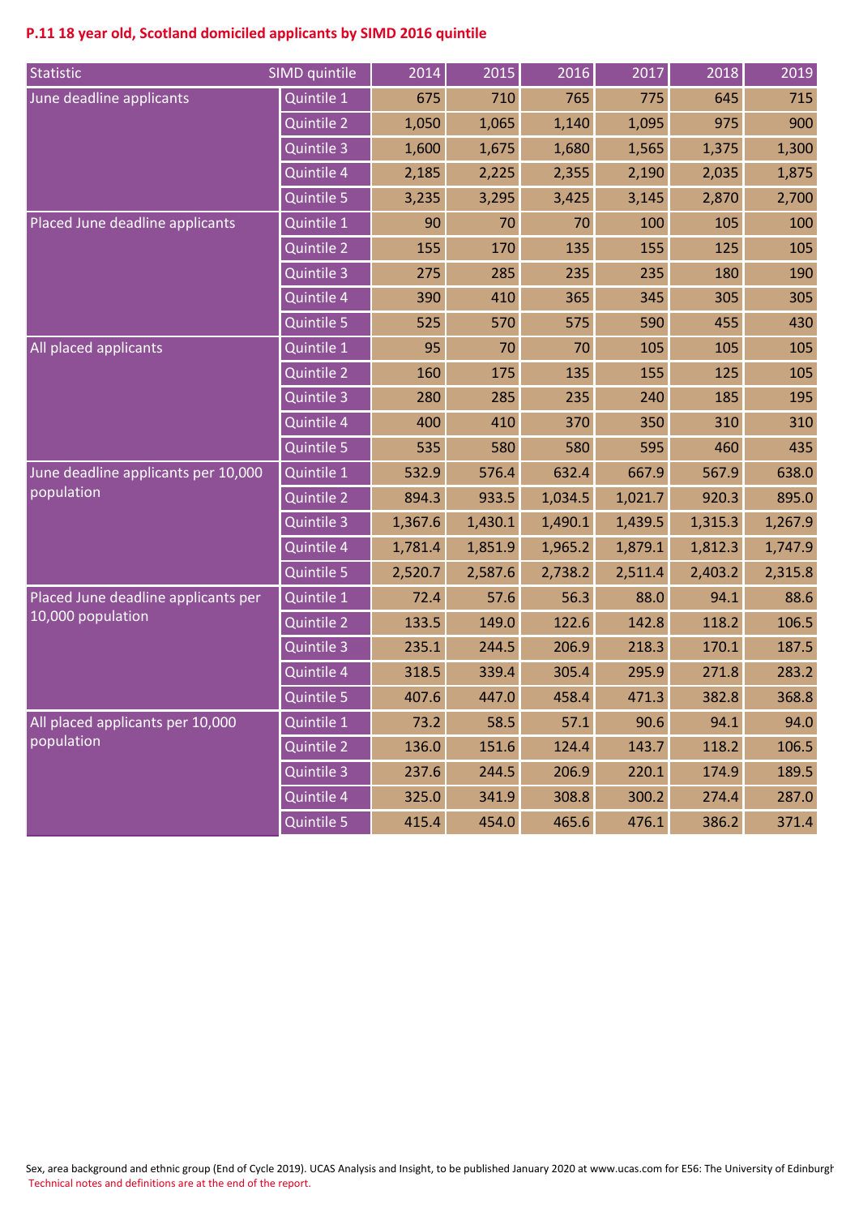## P.11 18 year old, Scotland domiciled applicants by SIMD 2016 quintile

| Statistic | SIMD quintile | 2014 | 2015 | 2016 | 2017 | 2018 | 2019 |
|---|---|---|---|---|---|---|---|
| June deadline applicants | Quintile 1 | 675 | 710 | 765 | 775 | 645 | 715 |
| | Quintile 2 | 1,050 | 1,065 | 1,140 | 1,095 | 975 | 900 |
| | Quintile 3 | 1,600 | 1,675 | 1,680 | 1,565 | 1,375 | 1,300 |
| | Quintile 4 | 2,185 | 2,225 | 2,355 | 2,190 | 2,035 | 1,875 |
| | Quintile 5 | 3,235 | 3,295 | 3,425 | 3,145 | 2,870 | 2,700 |
| Placed June deadline applicants | Quintile 1 | 90 | 70 | 70 | 100 | 105 | 100 |
| | Quintile 2 | 155 | 170 | 135 | 155 | 125 | 105 |
| | Quintile 3 | 275 | 285 | 235 | 235 | 180 | 190 |
| | Quintile 4 | 390 | 410 | 365 | 345 | 305 | 305 |
| | Quintile 5 | 525 | 570 | 575 | 590 | 455 | 430 |
| All placed applicants | Quintile 1 | 95 | 70 | 70 | 105 | 105 | 105 |
| | Quintile 2 | 160 | 175 | 135 | 155 | 125 | 105 |
| | Quintile 3 | 280 | 285 | 235 | 240 | 185 | 195 |
| | Quintile 4 | 400 | 410 | 370 | 350 | 310 | 310 |
| | Quintile 5 | 535 | 580 | 580 | 595 | 460 | 435 |
| June deadline applicants per 10,000 population | Quintile 1 | 532.9 | 576.4 | 632.4 | 667.9 | 567.9 | 638.0 |
| | Quintile 2 | 894.3 | 933.5 | 1,034.5 | 1,021.7 | 920.3 | 895.0 |
| | Quintile 3 | 1,367.6 | 1,430.1 | 1,490.1 | 1,439.5 | 1,315.3 | 1,267.9 |
| | Quintile 4 | 1,781.4 | 1,851.9 | 1,965.2 | 1,879.1 | 1,812.3 | 1,747.9 |
| | Quintile 5 | 2,520.7 | 2,587.6 | 2,738.2 | 2,511.4 | 2,403.2 | 2,315.8 |
| Placed June deadline applicants per 10,000 population | Quintile 1 | 72.4 | 57.6 | 56.3 | 88.0 | 94.1 | 88.6 |
| | Quintile 2 | 133.5 | 149.0 | 122.6 | 142.8 | 118.2 | 106.5 |
| | Quintile 3 | 235.1 | 244.5 | 206.9 | 218.3 | 170.1 | 187.5 |
| | Quintile 4 | 318.5 | 339.4 | 305.4 | 295.9 | 271.8 | 283.2 |
| | Quintile 5 | 407.6 | 447.0 | 458.4 | 471.3 | 382.8 | 368.8 |
| All placed applicants per 10,000 population | Quintile 1 | 73.2 | 58.5 | 57.1 | 90.6 | 94.1 | 94.0 |
| | Quintile 2 | 136.0 | 151.6 | 124.4 | 143.7 | 118.2 | 106.5 |
| | Quintile 3 | 237.6 | 244.5 | 206.9 | 220.1 | 174.9 | 189.5 |
| | Quintile 4 | 325.0 | 341.9 | 308.8 | 300.2 | 274.4 | 287.0 |
| | Quintile 5 | 415.4 | 454.0 | 465.6 | 476.1 | 386.2 | 371.4 |

Sex, area background and ethnic group (End of Cycle 2019). UCAS Analysis and Insight, to be published January 2020 at www.ucas.com for E56: The University of Edinburgh
Technical notes and definitions are at the end of the report.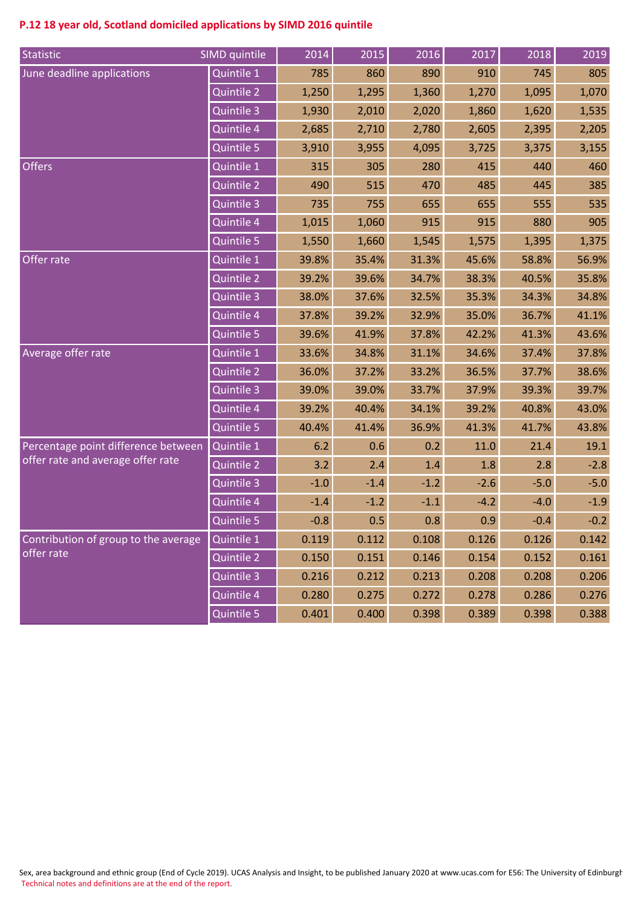## P.12 18 year old, Scotland domiciled applications by SIMD 2016 quintile

| Statistic | SIMD quintile | 2014 | 2015 | 2016 | 2017 | 2018 | 2019 |
|---|---|---|---|---|---|---|---|
| June deadline applications | Quintile 1 | 785 | 860 | 890 | 910 | 745 | 805 |
| | Quintile 2 | 1,250 | 1,295 | 1,360 | 1,270 | 1,095 | 1,070 |
| | Quintile 3 | 1,930 | 2,010 | 2,020 | 1,860 | 1,620 | 1,535 |
| | Quintile 4 | 2,685 | 2,710 | 2,780 | 2,605 | 2,395 | 2,205 |
| | Quintile 5 | 3,910 | 3,955 | 4,095 | 3,725 | 3,375 | 3,155 |
| Offers | Quintile 1 | 315 | 305 | 280 | 415 | 440 | 460 |
| | Quintile 2 | 490 | 515 | 470 | 485 | 445 | 385 |
| | Quintile 3 | 735 | 755 | 655 | 655 | 555 | 535 |
| | Quintile 4 | 1,015 | 1,060 | 915 | 915 | 880 | 905 |
| | Quintile 5 | 1,550 | 1,660 | 1,545 | 1,575 | 1,395 | 1,375 |
| Offer rate | Quintile 1 | 39.8% | 35.4% | 31.3% | 45.6% | 58.8% | 56.9% |
| | Quintile 2 | 39.2% | 39.6% | 34.7% | 38.3% | 40.5% | 35.8% |
| | Quintile 3 | 38.0% | 37.6% | 32.5% | 35.3% | 34.3% | 34.8% |
| | Quintile 4 | 37.8% | 39.2% | 32.9% | 35.0% | 36.7% | 41.1% |
| | Quintile 5 | 39.6% | 41.9% | 37.8% | 42.2% | 41.3% | 43.6% |
| Average offer rate | Quintile 1 | 33.6% | 34.8% | 31.1% | 34.6% | 37.4% | 37.8% |
| | Quintile 2 | 36.0% | 37.2% | 33.2% | 36.5% | 37.7% | 38.6% |
| | Quintile 3 | 39.0% | 39.0% | 33.7% | 37.9% | 39.3% | 39.7% |
| | Quintile 4 | 39.2% | 40.4% | 34.1% | 39.2% | 40.8% | 43.0% |
| | Quintile 5 | 40.4% | 41.4% | 36.9% | 41.3% | 41.7% | 43.8% |
| Percentage point difference between offer rate and average offer rate | Quintile 1 | 6.2 | 0.6 | 0.2 | 11.0 | 21.4 | 19.1 |
| | Quintile 2 | 3.2 | 2.4 | 1.4 | 1.8 | 2.8 | -2.8 |
| | Quintile 3 | -1.0 | -1.4 | -1.2 | -2.6 | -5.0 | -5.0 |
| | Quintile 4 | -1.4 | -1.2 | -1.1 | -4.2 | -4.0 | -1.9 |
| | Quintile 5 | -0.8 | 0.5 | 0.8 | 0.9 | -0.4 | -0.2 |
| Contribution of group to the average offer rate | Quintile 1 | 0.119 | 0.112 | 0.108 | 0.126 | 0.126 | 0.142 |
| | Quintile 2 | 0.150 | 0.151 | 0.146 | 0.154 | 0.152 | 0.161 |
| | Quintile 3 | 0.216 | 0.212 | 0.213 | 0.208 | 0.208 | 0.206 |
| | Quintile 4 | 0.280 | 0.275 | 0.272 | 0.278 | 0.286 | 0.276 |
| | Quintile 5 | 0.401 | 0.400 | 0.398 | 0.389 | 0.398 | 0.388 |

Sex, area background and ethnic group (End of Cycle 2019). UCAS Analysis and Insight, to be published January 2020 at www.ucas.com for E56: The University of Edinburgh
Technical notes and definitions are at the end of the report.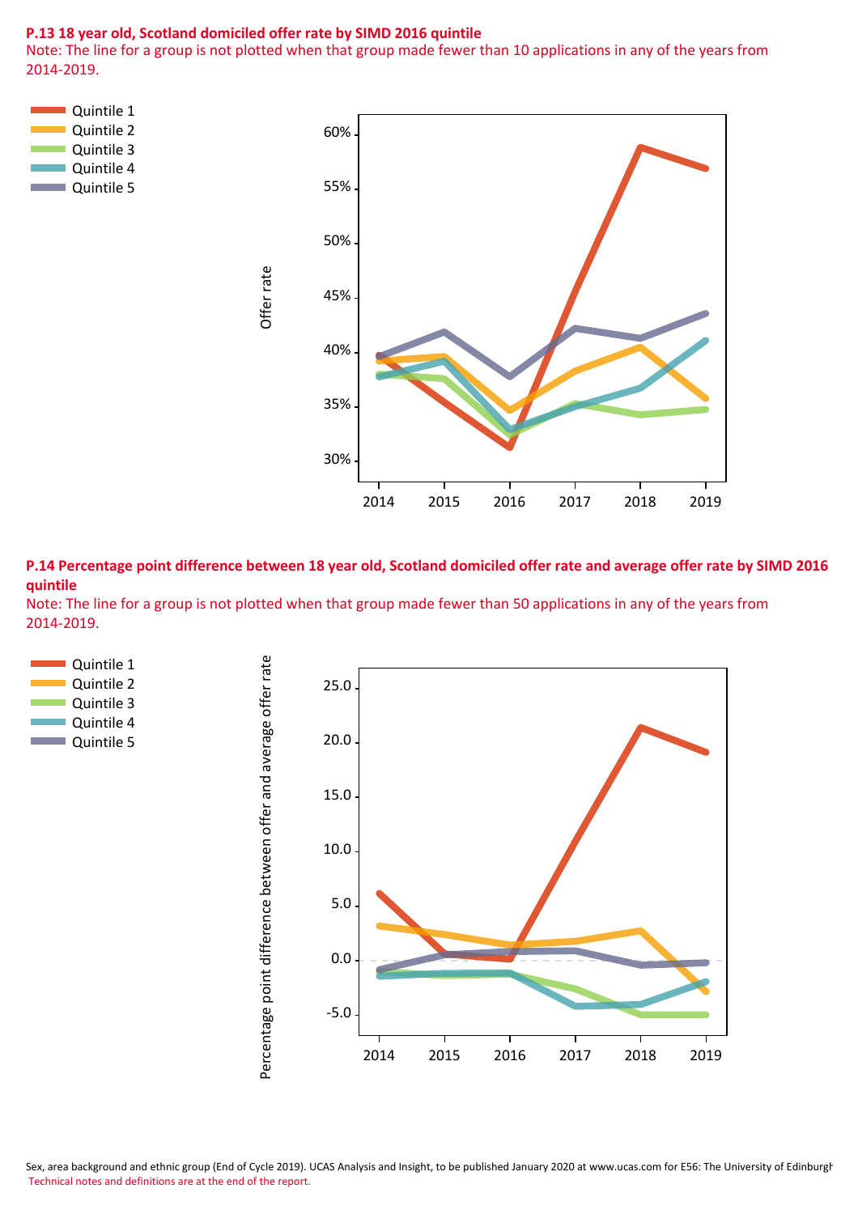**P.13 18 year old, Scotland domiciled offer rate by SIMD 2016 quintile**

Note: The line for a group is not plotted when that group made fewer than 10 applications in any of the years from 2014-2019.

**P.14 Percentage point difference between 18 year old, Scotland domiciled offer rate and average offer rate by SIMD 2016 quintile**

Note: The line for a group is not plotted when that group made fewer than 50 applications in any of the years from 2014-2019.

Sex, area background and ethnic group (End of Cycle 2019). UCAS Analysis and Insight, to be published January 2020 at www.ucas.com for E56: The University of Edinburgh

Technical notes and definitions are at the end of the report.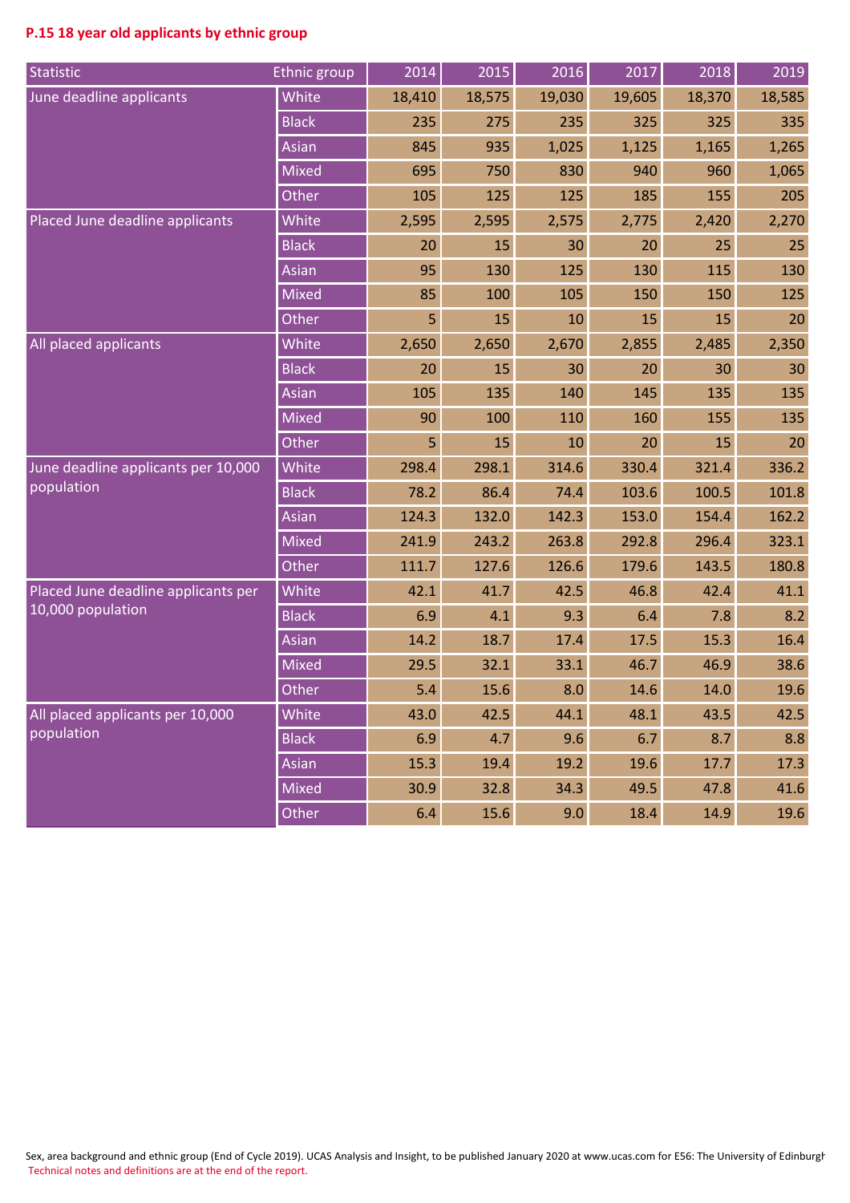**P.15 18 year old applicants by ethnic group**

| Statistic | Ethnic group | 2014 | 2015 | 2016 | 2017 | 2018 | 2019 |
|---|---|---|---|---|---|---|---|
| June deadline applicants | White | 18,410 | 18,575 | 19,030 | 19,605 | 18,370 | 18,585 |
| | Black | 235 | 275 | 235 | 325 | 325 | 335 |
| | Asian | 845 | 935 | 1,025 | 1,125 | 1,165 | 1,265 |
| | Mixed | 695 | 750 | 830 | 940 | 960 | 1,065 |
| | Other | 105 | 125 | 125 | 185 | 155 | 205 |
| Placed June deadline applicants | White | 2,595 | 2,595 | 2,575 | 2,775 | 2,420 | 2,270 |
| | Black | 20 | 15 | 30 | 20 | 25 | 25 |
| | Asian | 95 | 130 | 125 | 130 | 115 | 130 |
| | Mixed | 85 | 100 | 105 | 150 | 150 | 125 |
| | Other | 5 | 15 | 10 | 15 | 15 | 20 |
| All placed applicants | White | 2,650 | 2,650 | 2,670 | 2,855 | 2,485 | 2,350 |
| | Black | 20 | 15 | 30 | 20 | 30 | 30 |
| | Asian | 105 | 135 | 140 | 145 | 135 | 135 |
| | Mixed | 90 | 100 | 110 | 160 | 155 | 135 |
| | Other | 5 | 15 | 10 | 20 | 15 | 20 |
| June deadline applicants per 10,000 population | White | 298.4 | 298.1 | 314.6 | 330.4 | 321.4 | 336.2 |
| | Black | 78.2 | 86.4 | 74.4 | 103.6 | 100.5 | 101.8 |
| | Asian | 124.3 | 132.0 | 142.3 | 153.0 | 154.4 | 162.2 |
| | Mixed | 241.9 | 243.2 | 263.8 | 292.8 | 296.4 | 323.1 |
| | Other | 111.7 | 127.6 | 126.6 | 179.6 | 143.5 | 180.8 |
| Placed June deadline applicants per 10,000 population | White | 42.1 | 41.7 | 42.5 | 46.8 | 42.4 | 41.1 |
| | Black | 6.9 | 4.1 | 9.3 | 6.4 | 7.8 | 8.2 |
| | Asian | 14.2 | 18.7 | 17.4 | 17.5 | 15.3 | 16.4 |
| | Mixed | 29.5 | 32.1 | 33.1 | 46.7 | 46.9 | 38.6 |
| | Other | 5.4 | 15.6 | 8.0 | 14.6 | 14.0 | 19.6 |
| All placed applicants per 10,000 population | White | 43.0 | 42.5 | 44.1 | 48.1 | 43.5 | 42.5 |
| | Black | 6.9 | 4.7 | 9.6 | 6.7 | 8.7 | 8.8 |
| | Asian | 15.3 | 19.4 | 19.2 | 19.6 | 17.7 | 17.3 |
| | Mixed | 30.9 | 32.8 | 34.3 | 49.5 | 47.8 | 41.6 |
| | Other | 6.4 | 15.6 | 9.0 | 18.4 | 14.9 | 19.6 |

Sex, area background and ethnic group (End of Cycle 2019). UCAS Analysis and Insight, to be published January 2020 at www.ucas.com for E56: The University of Edinburgh
Technical notes and definitions are at the end of the report.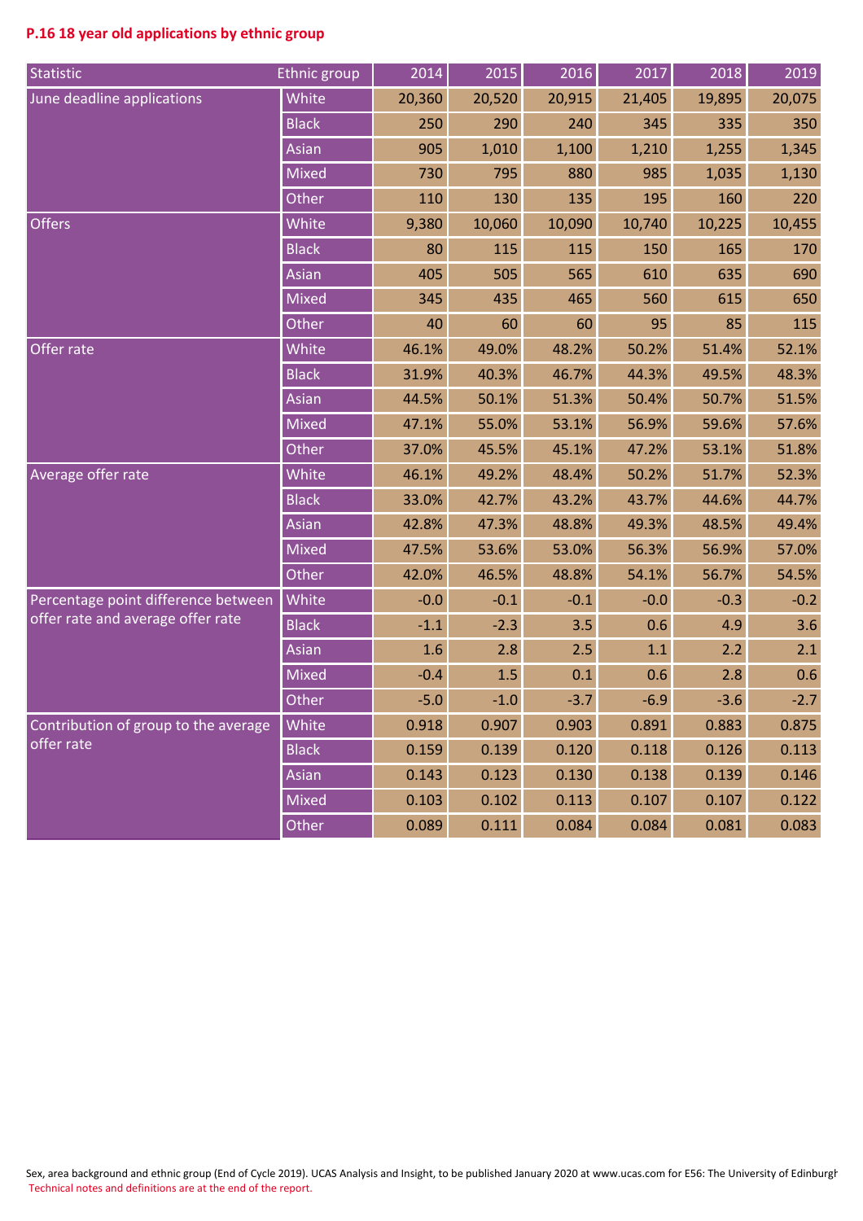**P.16 18 year old applications by ethnic group**

| Statistic | Ethnic group | 2014 | 2015 | 2016 | 2017 | 2018 | 2019 |
|---|---|---|---|---|---|---|---|
| June deadline applications | White | 20,360 | 20,520 | 20,915 | 21,405 | 19,895 | 20,075 |
| | Black | 250 | 290 | 240 | 345 | 335 | 350 |
| | Asian | 905 | 1,010 | 1,100 | 1,210 | 1,255 | 1,345 |
| | Mixed | 730 | 795 | 880 | 985 | 1,035 | 1,130 |
| | Other | 110 | 130 | 135 | 195 | 160 | 220 |
| Offers | White | 9,380 | 10,060 | 10,090 | 10,740 | 10,225 | 10,455 |
| | Black | 80 | 115 | 115 | 150 | 165 | 170 |
| | Asian | 405 | 505 | 565 | 610 | 635 | 690 |
| | Mixed | 345 | 435 | 465 | 560 | 615 | 650 |
| | Other | 40 | 60 | 60 | 95 | 85 | 115 |
| Offer rate | White | 46.1% | 49.0% | 48.2% | 50.2% | 51.4% | 52.1% |
| | Black | 31.9% | 40.3% | 46.7% | 44.3% | 49.5% | 48.3% |
| | Asian | 44.5% | 50.1% | 51.3% | 50.4% | 50.7% | 51.5% |
| | Mixed | 47.1% | 55.0% | 53.1% | 56.9% | 59.6% | 57.6% |
| | Other | 37.0% | 45.5% | 45.1% | 47.2% | 53.1% | 51.8% |
| Average offer rate | White | 46.1% | 49.2% | 48.4% | 50.2% | 51.7% | 52.3% |
| | Black | 33.0% | 42.7% | 43.2% | 43.7% | 44.6% | 44.7% |
| | Asian | 42.8% | 47.3% | 48.8% | 49.3% | 48.5% | 49.4% |
| | Mixed | 47.5% | 53.6% | 53.0% | 56.3% | 56.9% | 57.0% |
| | Other | 42.0% | 46.5% | 48.8% | 54.1% | 56.7% | 54.5% |
| Percentage point difference between offer rate and average offer rate | White | -0.0 | -0.1 | -0.1 | -0.0 | -0.3 | -0.2 |
| | Black | -1.1 | -2.3 | 3.5 | 0.6 | 4.9 | 3.6 |
| | Asian | 1.6 | 2.8 | 2.5 | 1.1 | 2.2 | 2.1 |
| | Mixed | -0.4 | 1.5 | 0.1 | 0.6 | 2.8 | 0.6 |
| | Other | -5.0 | -1.0 | -3.7 | -6.9 | -3.6 | -2.7 |
| Contribution of group to the average offer rate | White | 0.918 | 0.907 | 0.903 | 0.891 | 0.883 | 0.875 |
| | Black | 0.159 | 0.139 | 0.120 | 0.118 | 0.126 | 0.113 |
| | Asian | 0.143 | 0.123 | 0.130 | 0.138 | 0.139 | 0.146 |
| | Mixed | 0.103 | 0.102 | 0.113 | 0.107 | 0.107 | 0.122 |
| | Other | 0.089 | 0.111 | 0.084 | 0.084 | 0.081 | 0.083 |

Sex, area background and ethnic group (End of Cycle 2019). UCAS Analysis and Insight, to be published January 2020 at www.ucas.com for E56: The University of Edinburgh
Technical notes and definitions are at the end of the report.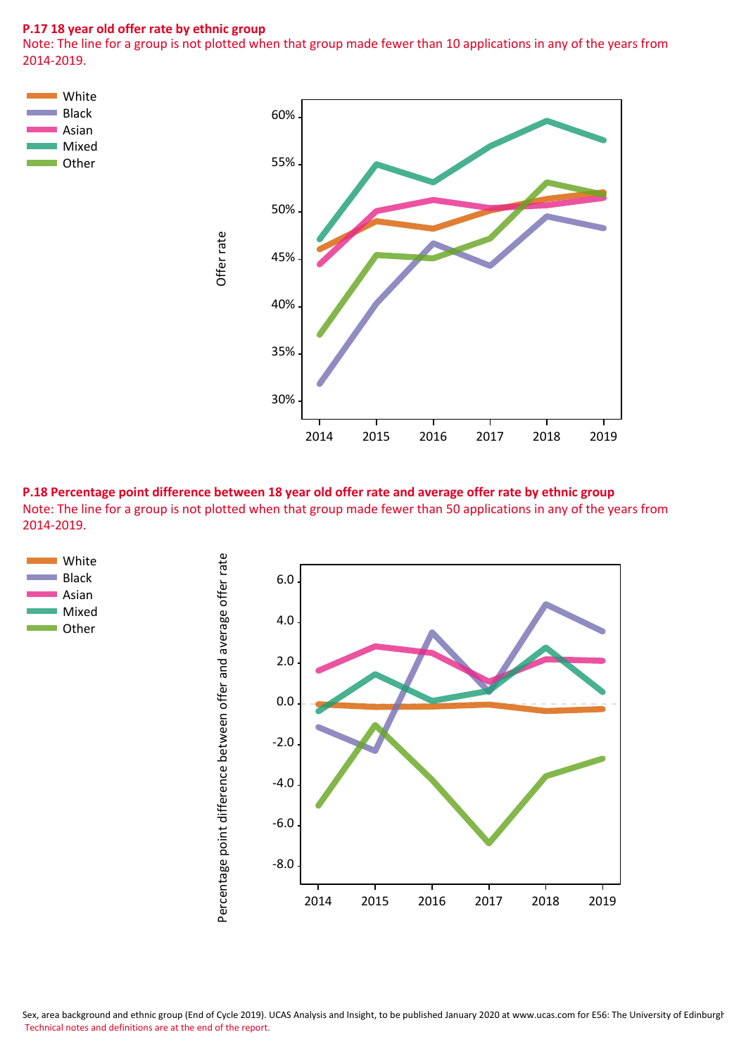**P.17 18 year old offer rate by ethnic group**

Note: The line for a group is not plotted when that group made fewer than 10 applications in any of the years from 2014-2019.

**P.18 Percentage point difference between 18 year old offer rate and average offer rate by ethnic group**

Note: The line for a group is not plotted when that group made fewer than 50 applications in any of the years from 2014-2019.

Sex, area background and ethnic group (End of Cycle 2019). UCAS Analysis and Insight, to be published January 2020 at www.ucas.com for E56: The University of Edinburgh

Technical notes and definitions are at the end of the report.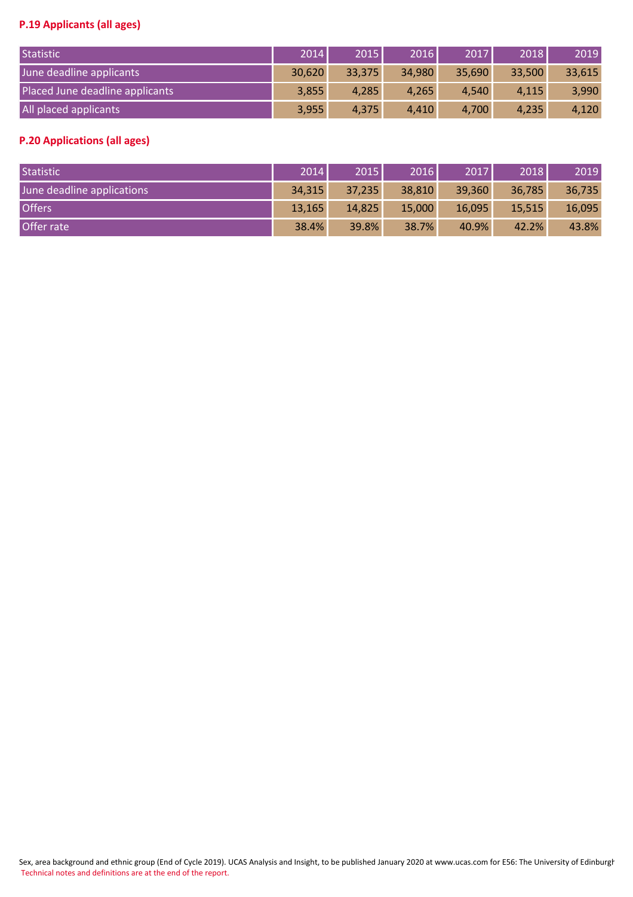### P.19 Applicants (all ages)

| Statistic | 2014 | 2015 | 2016 | 2017 | 2018 | 2019 |
|---|---|---|---|---|---|---|
| June deadline applicants | 30,620 | 33,375 | 34,980 | 35,690 | 33,500 | 33,615 |
| Placed June deadline applicants | 3,855 | 4,285 | 4,265 | 4,540 | 4,115 | 3,990 |
| All placed applicants | 3,955 | 4,375 | 4,410 | 4,700 | 4,235 | 4,120 |

### P.20 Applications (all ages)

| Statistic | 2014 | 2015 | 2016 | 2017 | 2018 | 2019 |
|---|---|---|---|---|---|---|
| June deadline applications | 34,315 | 37,235 | 38,810 | 39,360 | 36,785 | 36,735 |
| Offers | 13,165 | 14,825 | 15,000 | 16,095 | 15,515 | 16,095 |
| Offer rate | 38.4% | 39.8% | 38.7% | 40.9% | 42.2% | 43.8% |

Sex, area background and ethnic group (End of Cycle 2019). UCAS Analysis and Insight, to be published January 2020 at www.ucas.com for E56: The University of Edinburgh
Technical notes and definitions are at the end of the report.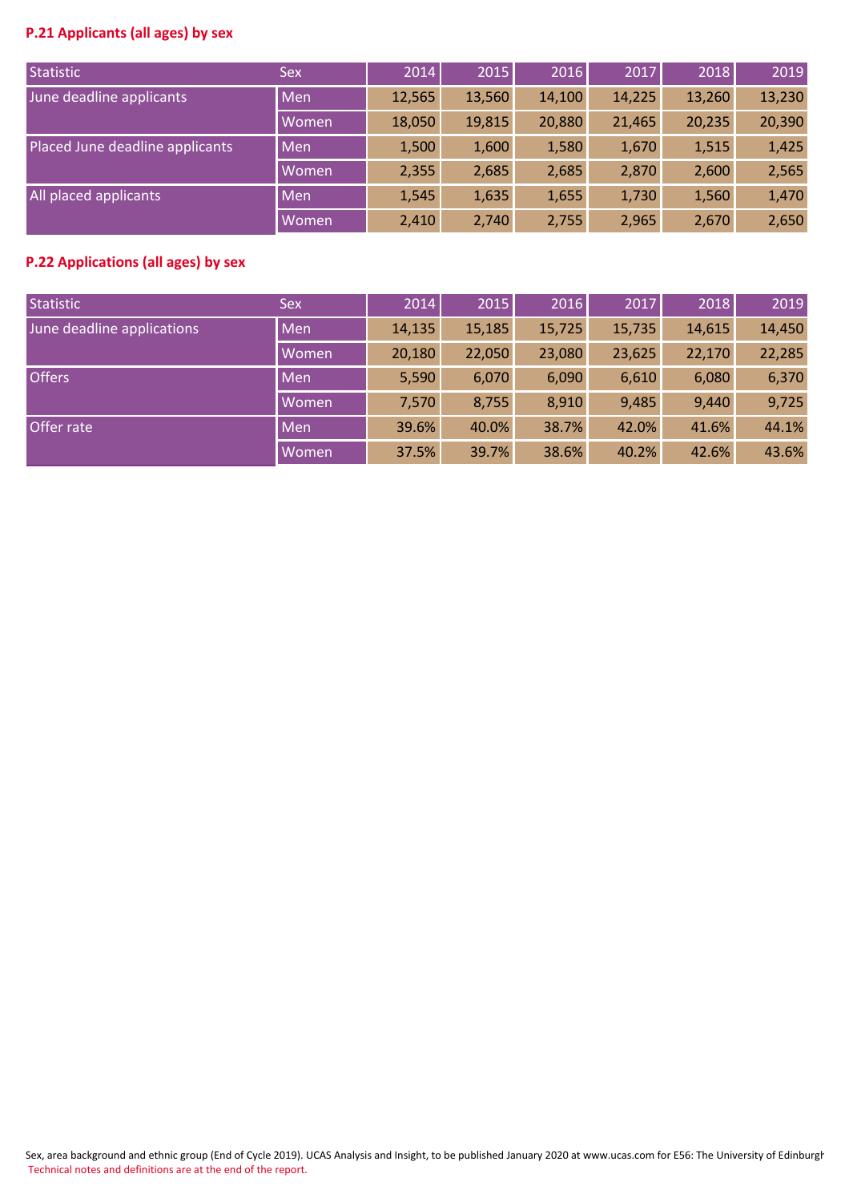## P.21 Applicants (all ages) by sex

| Statistic | Sex | 2014 | 2015 | 2016 | 2017 | 2018 | 2019 |
|---|---|---|---|---|---|---|---|
| June deadline applicants | Men | 12,565 | 13,560 | 14,100 | 14,225 | 13,260 | 13,230 |
| | Women | 18,050 | 19,815 | 20,880 | 21,465 | 20,235 | 20,390 |
| Placed June deadline applicants | Men | 1,500 | 1,600 | 1,580 | 1,670 | 1,515 | 1,425 |
| | Women | 2,355 | 2,685 | 2,685 | 2,870 | 2,600 | 2,565 |
| All placed applicants | Men | 1,545 | 1,635 | 1,655 | 1,730 | 1,560 | 1,470 |
| | Women | 2,410 | 2,740 | 2,755 | 2,965 | 2,670 | 2,650 |

## P.22 Applications (all ages) by sex

| Statistic | Sex | 2014 | 2015 | 2016 | 2017 | 2018 | 2019 |
|---|---|---|---|---|---|---|---|
| June deadline applications | Men | 14,135 | 15,185 | 15,725 | 15,735 | 14,615 | 14,450 |
| | Women | 20,180 | 22,050 | 23,080 | 23,625 | 22,170 | 22,285 |
| Offers | Men | 5,590 | 6,070 | 6,090 | 6,610 | 6,080 | 6,370 |
| | Women | 7,570 | 8,755 | 8,910 | 9,485 | 9,440 | 9,725 |
| Offer rate | Men | 39.6% | 40.0% | 38.7% | 42.0% | 41.6% | 44.1% |
| | Women | 37.5% | 39.7% | 38.6% | 40.2% | 42.6% | 43.6% |

Sex, area background and ethnic group (End of Cycle 2019). UCAS Analysis and Insight, to be published January 2020 at www.ucas.com for E56: The University of Edinburgh
Technical notes and definitions are at the end of the report.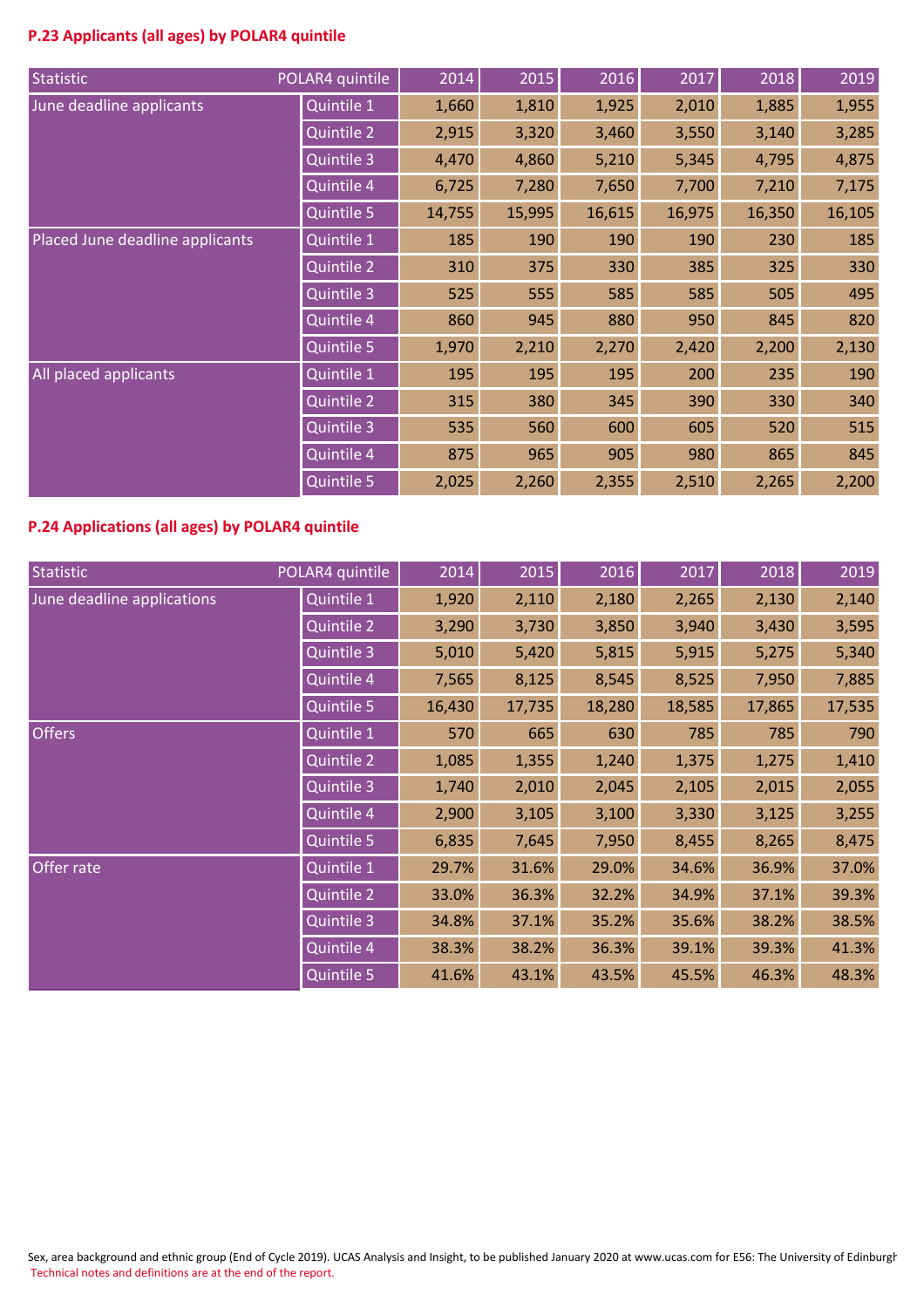### P.23 Applicants (all ages) by POLAR4 quintile

| Statistic | POLAR4 quintile | 2014 | 2015 | 2016 | 2017 | 2018 | 2019 |
|---|---|---|---|---|---|---|---|
| June deadline applicants | Quintile 1 | 1,660 | 1,810 | 1,925 | 2,010 | 1,885 | 1,955 |
| | Quintile 2 | 2,915 | 3,320 | 3,460 | 3,550 | 3,140 | 3,285 |
| | Quintile 3 | 4,470 | 4,860 | 5,210 | 5,345 | 4,795 | 4,875 |
| | Quintile 4 | 6,725 | 7,280 | 7,650 | 7,700 | 7,210 | 7,175 |
| | Quintile 5 | 14,755 | 15,995 | 16,615 | 16,975 | 16,350 | 16,105 |
| Placed June deadline applicants | Quintile 1 | 185 | 190 | 190 | 190 | 230 | 185 |
| | Quintile 2 | 310 | 375 | 330 | 385 | 325 | 330 |
| | Quintile 3 | 525 | 555 | 585 | 585 | 505 | 495 |
| | Quintile 4 | 860 | 945 | 880 | 950 | 845 | 820 |
| | Quintile 5 | 1,970 | 2,210 | 2,270 | 2,420 | 2,200 | 2,130 |
| All placed applicants | Quintile 1 | 195 | 195 | 195 | 200 | 235 | 190 |
| | Quintile 2 | 315 | 380 | 345 | 390 | 330 | 340 |
| | Quintile 3 | 535 | 560 | 600 | 605 | 520 | 515 |
| | Quintile 4 | 875 | 965 | 905 | 980 | 865 | 845 |
| | Quintile 5 | 2,025 | 2,260 | 2,355 | 2,510 | 2,265 | 2,200 |

### P.24 Applications (all ages) by POLAR4 quintile

| Statistic | POLAR4 quintile | 2014 | 2015 | 2016 | 2017 | 2018 | 2019 |
|---|---|---|---|---|---|---|---|
| June deadline applications | Quintile 1 | 1,920 | 2,110 | 2,180 | 2,265 | 2,130 | 2,140 |
| | Quintile 2 | 3,290 | 3,730 | 3,850 | 3,940 | 3,430 | 3,595 |
| | Quintile 3 | 5,010 | 5,420 | 5,815 | 5,915 | 5,275 | 5,340 |
| | Quintile 4 | 7,565 | 8,125 | 8,545 | 8,525 | 7,950 | 7,885 |
| | Quintile 5 | 16,430 | 17,735 | 18,280 | 18,585 | 17,865 | 17,535 |
| Offers | Quintile 1 | 570 | 665 | 630 | 785 | 785 | 790 |
| | Quintile 2 | 1,085 | 1,355 | 1,240 | 1,375 | 1,275 | 1,410 |
| | Quintile 3 | 1,740 | 2,010 | 2,045 | 2,105 | 2,015 | 2,055 |
| | Quintile 4 | 2,900 | 3,105 | 3,100 | 3,330 | 3,125 | 3,255 |
| | Quintile 5 | 6,835 | 7,645 | 7,950 | 8,455 | 8,265 | 8,475 |
| Offer rate | Quintile 1 | 29.7% | 31.6% | 29.0% | 34.6% | 36.9% | 37.0% |
| | Quintile 2 | 33.0% | 36.3% | 32.2% | 34.9% | 37.1% | 39.3% |
| | Quintile 3 | 34.8% | 37.1% | 35.2% | 35.6% | 38.2% | 38.5% |
| | Quintile 4 | 38.3% | 38.2% | 36.3% | 39.1% | 39.3% | 41.3% |
| | Quintile 5 | 41.6% | 43.1% | 43.5% | 45.5% | 46.3% | 48.3% |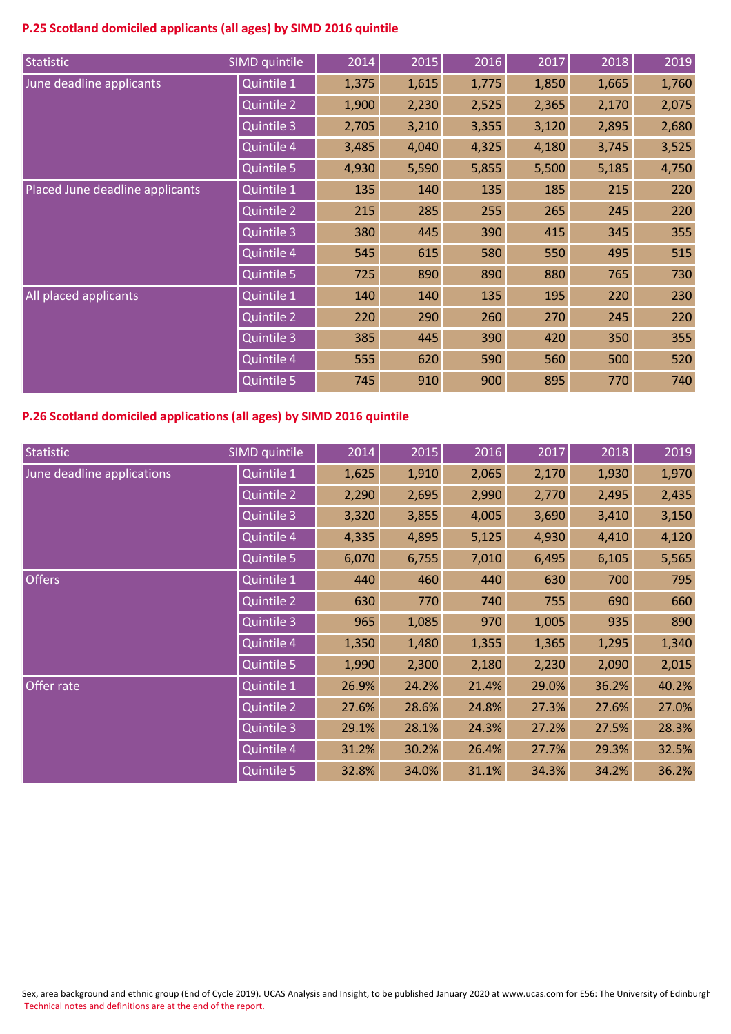### P.25 Scotland domiciled applicants (all ages) by SIMD 2016 quintile

| Statistic | SIMD quintile | 2014 | 2015 | 2016 | 2017 | 2018 | 2019 |
|---|---|---|---|---|---|---|---|
| June deadline applicants | Quintile 1 | 1,375 | 1,615 | 1,775 | 1,850 | 1,665 | 1,760 |
| | Quintile 2 | 1,900 | 2,230 | 2,525 | 2,365 | 2,170 | 2,075 |
| | Quintile 3 | 2,705 | 3,210 | 3,355 | 3,120 | 2,895 | 2,680 |
| | Quintile 4 | 3,485 | 4,040 | 4,325 | 4,180 | 3,745 | 3,525 |
| | Quintile 5 | 4,930 | 5,590 | 5,855 | 5,500 | 5,185 | 4,750 |
| Placed June deadline applicants | Quintile 1 | 135 | 140 | 135 | 185 | 215 | 220 |
| | Quintile 2 | 215 | 285 | 255 | 265 | 245 | 220 |
| | Quintile 3 | 380 | 445 | 390 | 415 | 345 | 355 |
| | Quintile 4 | 545 | 615 | 580 | 550 | 495 | 515 |
| | Quintile 5 | 725 | 890 | 890 | 880 | 765 | 730 |
| All placed applicants | Quintile 1 | 140 | 140 | 135 | 195 | 220 | 230 |
| | Quintile 2 | 220 | 290 | 260 | 270 | 245 | 220 |
| | Quintile 3 | 385 | 445 | 390 | 420 | 350 | 355 |
| | Quintile 4 | 555 | 620 | 590 | 560 | 500 | 520 |
| | Quintile 5 | 745 | 910 | 900 | 895 | 770 | 740 |

### P.26 Scotland domiciled applications (all ages) by SIMD 2016 quintile

| Statistic | SIMD quintile | 2014 | 2015 | 2016 | 2017 | 2018 | 2019 |
|---|---|---|---|---|---|---|---|
| June deadline applications | Quintile 1 | 1,625 | 1,910 | 2,065 | 2,170 | 1,930 | 1,970 |
| | Quintile 2 | 2,290 | 2,695 | 2,990 | 2,770 | 2,495 | 2,435 |
| | Quintile 3 | 3,320 | 3,855 | 4,005 | 3,690 | 3,410 | 3,150 |
| | Quintile 4 | 4,335 | 4,895 | 5,125 | 4,930 | 4,410 | 4,120 |
| | Quintile 5 | 6,070 | 6,755 | 7,010 | 6,495 | 6,105 | 5,565 |
| Offers | Quintile 1 | 440 | 460 | 440 | 630 | 700 | 795 |
| | Quintile 2 | 630 | 770 | 740 | 755 | 690 | 660 |
| | Quintile 3 | 965 | 1,085 | 970 | 1,005 | 935 | 890 |
| | Quintile 4 | 1,350 | 1,480 | 1,355 | 1,365 | 1,295 | 1,340 |
| | Quintile 5 | 1,990 | 2,300 | 2,180 | 2,230 | 2,090 | 2,015 |
| Offer rate | Quintile 1 | 26.9% | 24.2% | 21.4% | 29.0% | 36.2% | 40.2% |
| | Quintile 2 | 27.6% | 28.6% | 24.8% | 27.3% | 27.6% | 27.0% |
| | Quintile 3 | 29.1% | 28.1% | 24.3% | 27.2% | 27.5% | 28.3% |
| | Quintile 4 | 31.2% | 30.2% | 26.4% | 27.7% | 29.3% | 32.5% |
| | Quintile 5 | 32.8% | 34.0% | 31.1% | 34.3% | 34.2% | 36.2% |

Sex, area background and ethnic group (End of Cycle 2019). UCAS Analysis and Insight, to be published January 2020 at www.ucas.com for E56: The University of Edinburgh
Technical notes and definitions are at the end of the report.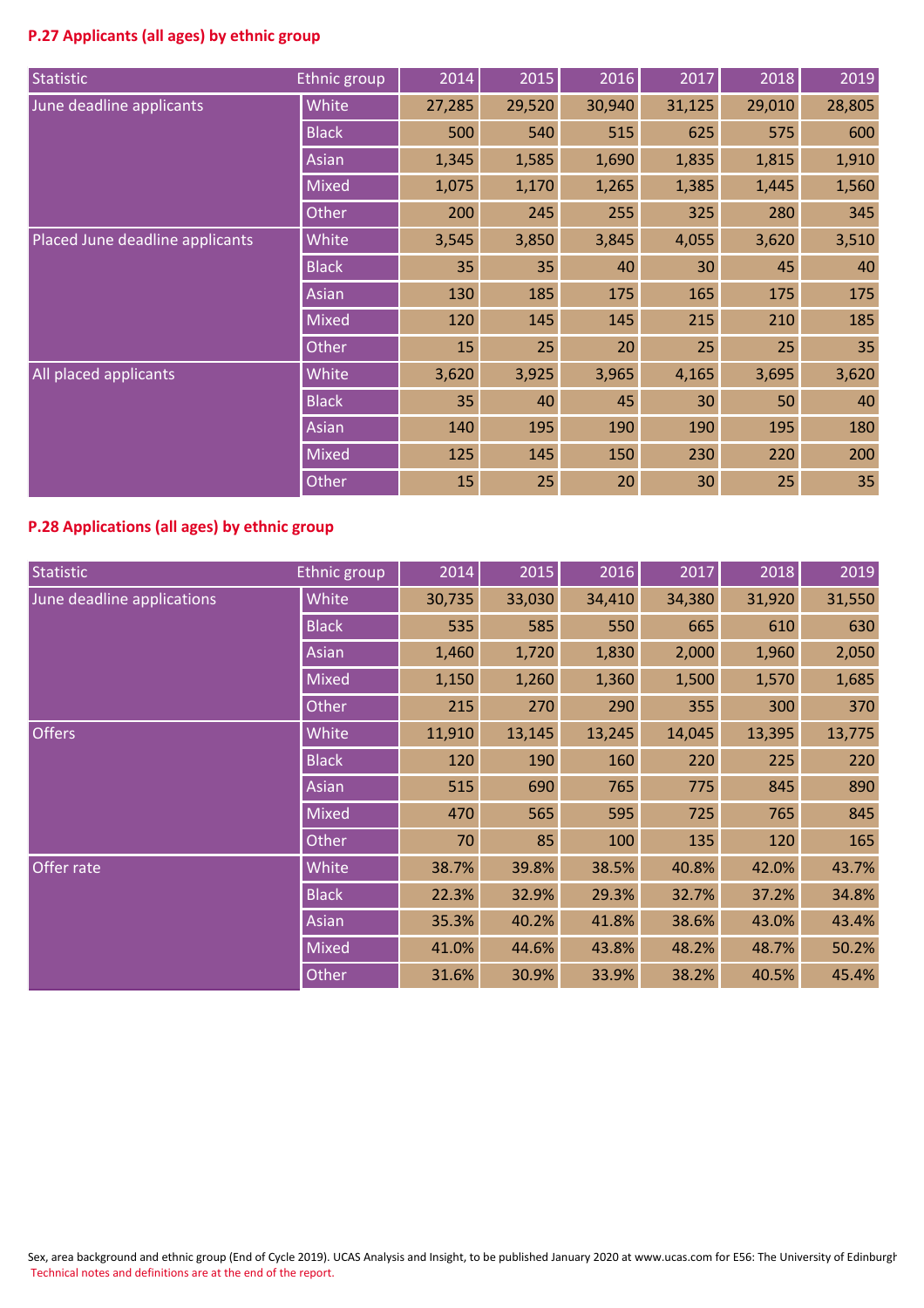### P.27 Applicants (all ages) by ethnic group

| Statistic | Ethnic group | 2014 | 2015 | 2016 | 2017 | 2018 | 2019 |
|---|---|---|---|---|---|---|---|
| June deadline applicants | White | 27,285 | 29,520 | 30,940 | 31,125 | 29,010 | 28,805 |
| | Black | 500 | 540 | 515 | 625 | 575 | 600 |
| | Asian | 1,345 | 1,585 | 1,690 | 1,835 | 1,815 | 1,910 |
| | Mixed | 1,075 | 1,170 | 1,265 | 1,385 | 1,445 | 1,560 |
| | Other | 200 | 245 | 255 | 325 | 280 | 345 |
| Placed June deadline applicants | White | 3,545 | 3,850 | 3,845 | 4,055 | 3,620 | 3,510 |
| | Black | 35 | 35 | 40 | 30 | 45 | 40 |
| | Asian | 130 | 185 | 175 | 165 | 175 | 175 |
| | Mixed | 120 | 145 | 145 | 215 | 210 | 185 |
| | Other | 15 | 25 | 20 | 25 | 25 | 35 |
| All placed applicants | White | 3,620 | 3,925 | 3,965 | 4,165 | 3,695 | 3,620 |
| | Black | 35 | 40 | 45 | 30 | 50 | 40 |
| | Asian | 140 | 195 | 190 | 190 | 195 | 180 |
| | Mixed | 125 | 145 | 150 | 230 | 220 | 200 |
| | Other | 15 | 25 | 20 | 30 | 25 | 35 |

### P.28 Applications (all ages) by ethnic group

| Statistic | Ethnic group | 2014 | 2015 | 2016 | 2017 | 2018 | 2019 |
|---|---|---|---|---|---|---|---|
| June deadline applications | White | 30,735 | 33,030 | 34,410 | 34,380 | 31,920 | 31,550 |
| | Black | 535 | 585 | 550 | 665 | 610 | 630 |
| | Asian | 1,460 | 1,720 | 1,830 | 2,000 | 1,960 | 2,050 |
| | Mixed | 1,150 | 1,260 | 1,360 | 1,500 | 1,570 | 1,685 |
| | Other | 215 | 270 | 290 | 355 | 300 | 370 |
| Offers | White | 11,910 | 13,145 | 13,245 | 14,045 | 13,395 | 13,775 |
| | Black | 120 | 190 | 160 | 220 | 225 | 220 |
| | Asian | 515 | 690 | 765 | 775 | 845 | 890 |
| | Mixed | 470 | 565 | 595 | 725 | 765 | 845 |
| | Other | 70 | 85 | 100 | 135 | 120 | 165 |
| Offer rate | White | 38.7% | 39.8% | 38.5% | 40.8% | 42.0% | 43.7% |
| | Black | 22.3% | 32.9% | 29.3% | 32.7% | 37.2% | 34.8% |
| | Asian | 35.3% | 40.2% | 41.8% | 38.6% | 43.0% | 43.4% |
| | Mixed | 41.0% | 44.6% | 43.8% | 48.2% | 48.7% | 50.2% |
| | Other | 31.6% | 30.9% | 33.9% | 38.2% | 40.5% | 45.4% |

Sex, area background and ethnic group (End of Cycle 2019). UCAS Analysis and Insight, to be published January 2020 at www.ucas.com for E56: The University of Edinburgh
Technical notes and definitions are at the end of the report.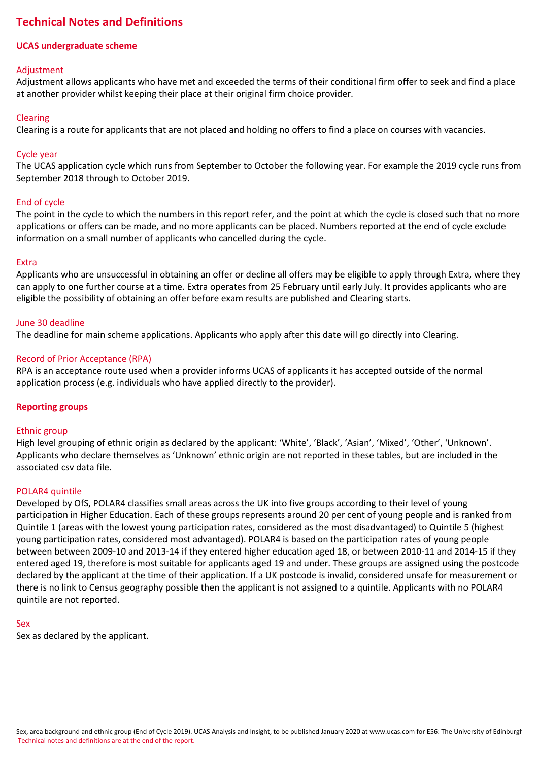# Technical Notes and Definitions

## UCAS undergraduate scheme

### Adjustment

Adjustment allows applicants who have met and exceeded the terms of their conditional firm offer to seek and find a place at another provider whilst keeping their place at their original firm choice provider.

### Clearing

Clearing is a route for applicants that are not placed and holding no offers to find a place on courses with vacancies.

### Cycle year

The UCAS application cycle which runs from September to October the following year. For example the 2019 cycle runs from September 2018 through to October 2019.

### End of cycle

The point in the cycle to which the numbers in this report refer, and the point at which the cycle is closed such that no more applications or offers can be made, and no more applicants can be placed. Numbers reported at the end of cycle exclude information on a small number of applicants who cancelled during the cycle.

### Extra

Applicants who are unsuccessful in obtaining an offer or decline all offers may be eligible to apply through Extra, where they can apply to one further course at a time. Extra operates from 25 February until early July. It provides applicants who are eligible the possibility of obtaining an offer before exam results are published and Clearing starts.

### June 30 deadline

The deadline for main scheme applications. Applicants who apply after this date will go directly into Clearing.

### Record of Prior Acceptance (RPA)

RPA is an acceptance route used when a provider informs UCAS of applicants it has accepted outside of the normal application process (e.g. individuals who have applied directly to the provider).

## Reporting groups

### Ethnic group

High level grouping of ethnic origin as declared by the applicant: 'White', 'Black', 'Asian', 'Mixed', 'Other', 'Unknown'. Applicants who declare themselves as 'Unknown' ethnic origin are not reported in these tables, but are included in the associated csv data file.

### POLAR4 quintile

Developed by OfS, POLAR4 classifies small areas across the UK into five groups according to their level of young participation in Higher Education. Each of these groups represents around 20 per cent of young people and is ranked from Quintile 1 (areas with the lowest young participation rates, considered as the most disadvantaged) to Quintile 5 (highest young participation rates, considered most advantaged). POLAR4 is based on the participation rates of young people between between 2009-10 and 2013-14 if they entered higher education aged 18, or between 2010-11 and 2014-15 if they entered aged 19, therefore is most suitable for applicants aged 19 and under. These groups are assigned using the postcode declared by the applicant at the time of their application. If a UK postcode is invalid, considered unsafe for measurement or there is no link to Census geography possible then the applicant is not assigned to a quintile. Applicants with no POLAR4 quintile are not reported.

### Sex

Sex as declared by the applicant.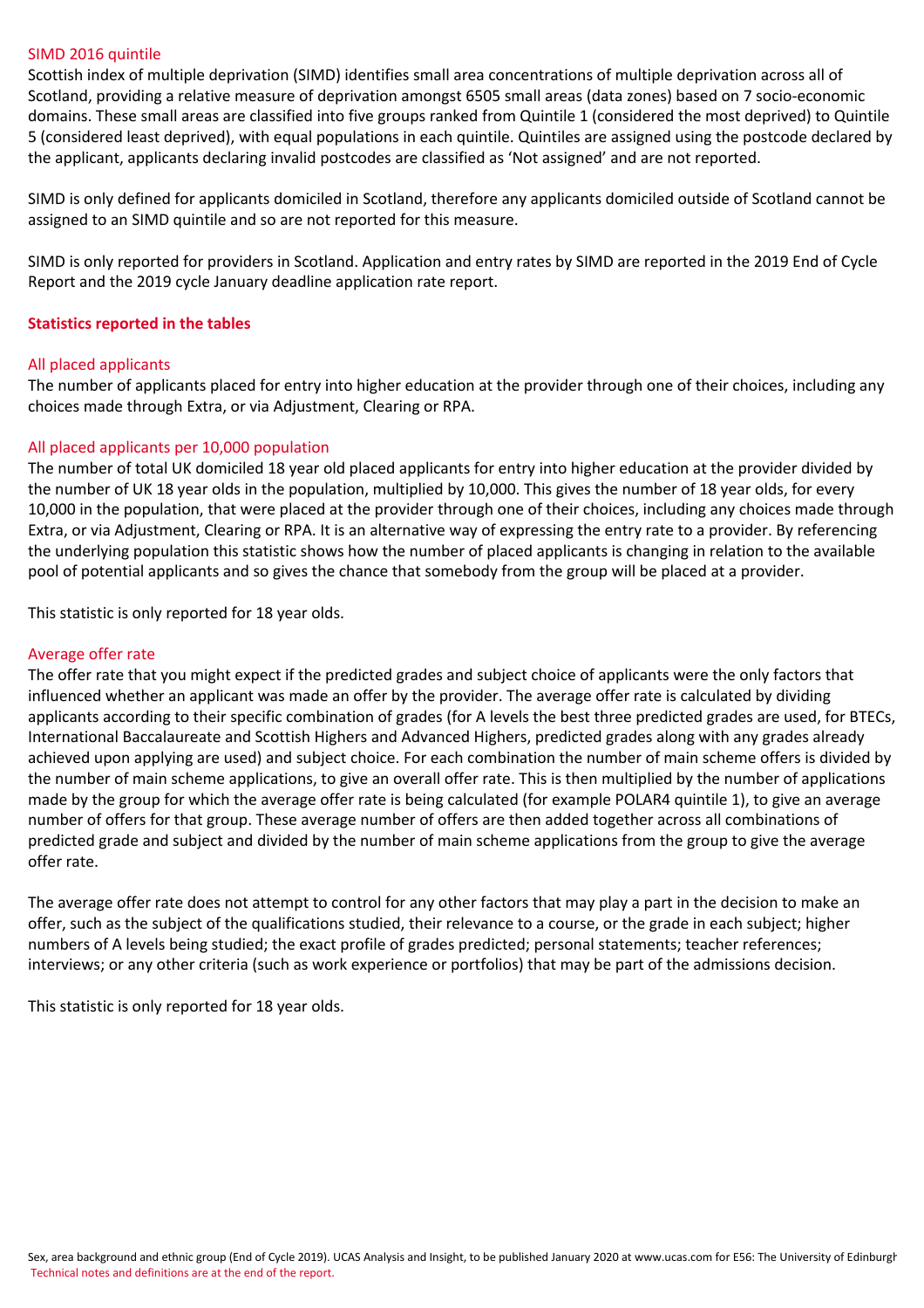### SIMD 2016 quintile

Scottish index of multiple deprivation (SIMD) identifies small area concentrations of multiple deprivation across all of Scotland, providing a relative measure of deprivation amongst 6505 small areas (data zones) based on 7 socio-economic domains. These small areas are classified into five groups ranked from Quintile 1 (considered the most deprived) to Quintile 5 (considered least deprived), with equal populations in each quintile. Quintiles are assigned using the postcode declared by the applicant, applicants declaring invalid postcodes are classified as 'Not assigned' and are not reported.

SIMD is only defined for applicants domiciled in Scotland, therefore any applicants domiciled outside of Scotland cannot be assigned to an SIMD quintile and so are not reported for this measure.

SIMD is only reported for providers in Scotland. Application and entry rates by SIMD are reported in the 2019 End of Cycle Report and the 2019 cycle January deadline application rate report.

## Statistics reported in the tables

### All placed applicants

The number of applicants placed for entry into higher education at the provider through one of their choices, including any choices made through Extra, or via Adjustment, Clearing or RPA.

### All placed applicants per 10,000 population

The number of total UK domiciled 18 year old placed applicants for entry into higher education at the provider divided by the number of UK 18 year olds in the population, multiplied by 10,000. This gives the number of 18 year olds, for every 10,000 in the population, that were placed at the provider through one of their choices, including any choices made through Extra, or via Adjustment, Clearing or RPA. It is an alternative way of expressing the entry rate to a provider. By referencing the underlying population this statistic shows how the number of placed applicants is changing in relation to the available pool of potential applicants and so gives the chance that somebody from the group will be placed at a provider.

This statistic is only reported for 18 year olds.

### Average offer rate

The offer rate that you might expect if the predicted grades and subject choice of applicants were the only factors that influenced whether an applicant was made an offer by the provider. The average offer rate is calculated by dividing applicants according to their specific combination of grades (for A levels the best three predicted grades are used, for BTECs, International Baccalaureate and Scottish Highers and Advanced Highers, predicted grades along with any grades already achieved upon applying are used) and subject choice. For each combination the number of main scheme offers is divided by the number of main scheme applications, to give an overall offer rate. This is then multiplied by the number of applications made by the group for which the average offer rate is being calculated (for example POLAR4 quintile 1), to give an average number of offers for that group. These average number of offers are then added together across all combinations of predicted grade and subject and divided by the number of main scheme applications from the group to give the average offer rate.

The average offer rate does not attempt to control for any other factors that may play a part in the decision to make an offer, such as the subject of the qualifications studied, their relevance to a course, or the grade in each subject; higher numbers of A levels being studied; the exact profile of grades predicted; personal statements; teacher references; interviews; or any other criteria (such as work experience or portfolios) that may be part of the admissions decision.

This statistic is only reported for 18 year olds.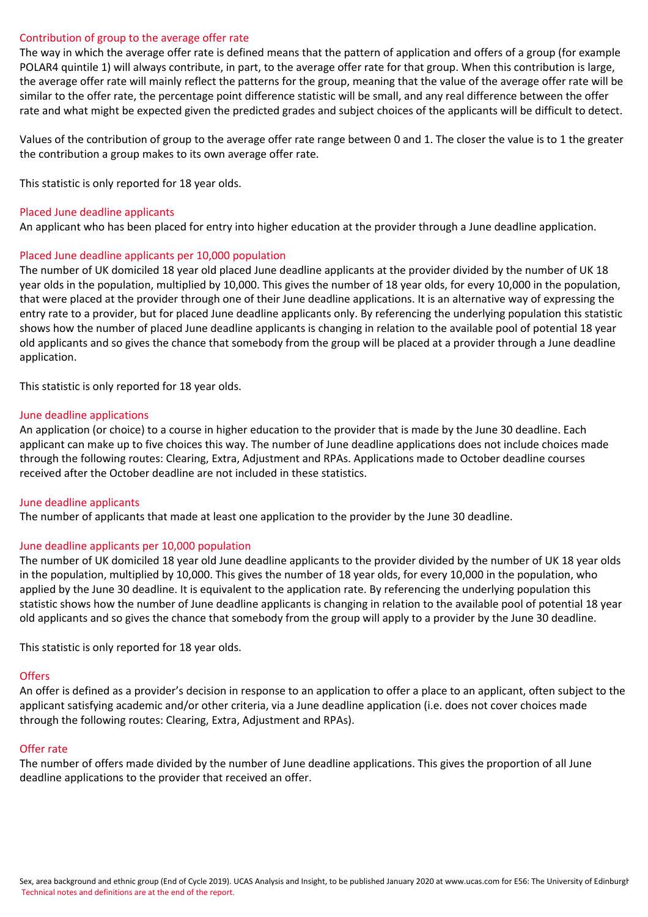### Contribution of group to the average offer rate

The way in which the average offer rate is defined means that the pattern of application and offers of a group (for example POLAR4 quintile 1) will always contribute, in part, to the average offer rate for that group. When this contribution is large, the average offer rate will mainly reflect the patterns for the group, meaning that the value of the average offer rate will be similar to the offer rate, the percentage point difference statistic will be small, and any real difference between the offer rate and what might be expected given the predicted grades and subject choices of the applicants will be difficult to detect.

Values of the contribution of group to the average offer rate range between 0 and 1. The closer the value is to 1 the greater the contribution a group makes to its own average offer rate.

This statistic is only reported for 18 year olds.

### Placed June deadline applicants

An applicant who has been placed for entry into higher education at the provider through a June deadline application.

### Placed June deadline applicants per 10,000 population

The number of UK domiciled 18 year old placed June deadline applicants at the provider divided by the number of UK 18 year olds in the population, multiplied by 10,000. This gives the number of 18 year olds, for every 10,000 in the population, that were placed at the provider through one of their June deadline applications. It is an alternative way of expressing the entry rate to a provider, but for placed June deadline applicants only. By referencing the underlying population this statistic shows how the number of placed June deadline applicants is changing in relation to the available pool of potential 18 year old applicants and so gives the chance that somebody from the group will be placed at a provider through a June deadline application.

This statistic is only reported for 18 year olds.

### June deadline applications

An application (or choice) to a course in higher education to the provider that is made by the June 30 deadline. Each applicant can make up to five choices this way. The number of June deadline applications does not include choices made through the following routes: Clearing, Extra, Adjustment and RPAs. Applications made to October deadline courses received after the October deadline are not included in these statistics.

### June deadline applicants

The number of applicants that made at least one application to the provider by the June 30 deadline.

### June deadline applicants per 10,000 population

The number of UK domiciled 18 year old June deadline applicants to the provider divided by the number of UK 18 year olds in the population, multiplied by 10,000. This gives the number of 18 year olds, for every 10,000 in the population, who applied by the June 30 deadline. It is equivalent to the application rate. By referencing the underlying population this statistic shows how the number of June deadline applicants is changing in relation to the available pool of potential 18 year old applicants and so gives the chance that somebody from the group will apply to a provider by the June 30 deadline.

This statistic is only reported for 18 year olds.

### Offers

An offer is defined as a provider's decision in response to an application to offer a place to an applicant, often subject to the applicant satisfying academic and/or other criteria, via a June deadline application (i.e. does not cover choices made through the following routes: Clearing, Extra, Adjustment and RPAs).

### Offer rate

The number of offers made divided by the number of June deadline applications. This gives the proportion of all June deadline applications to the provider that received an offer.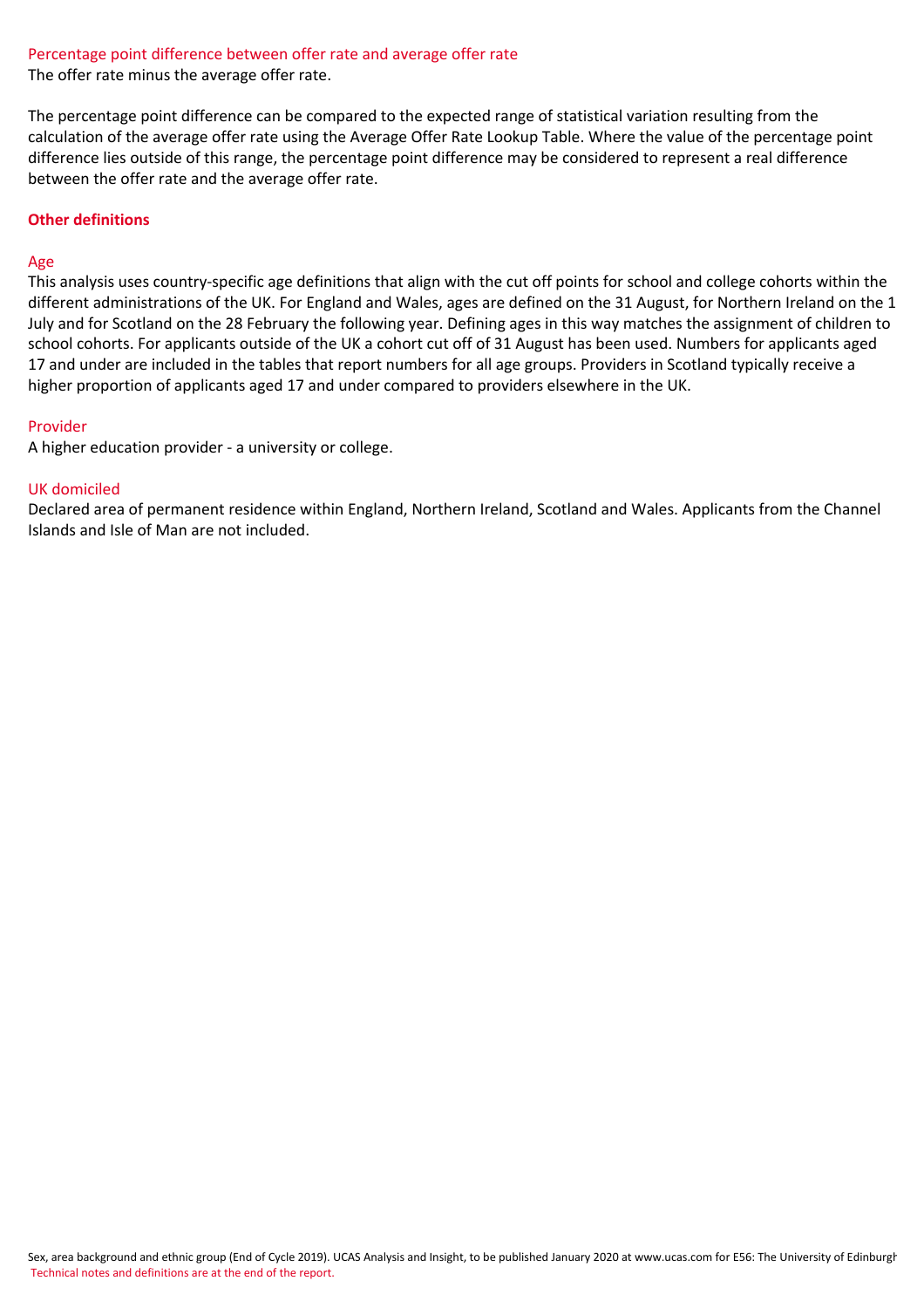### Percentage point difference between offer rate and average offer rate

The offer rate minus the average offer rate.

The percentage point difference can be compared to the expected range of statistical variation resulting from the calculation of the average offer rate using the Average Offer Rate Lookup Table. Where the value of the percentage point difference lies outside of this range, the percentage point difference may be considered to represent a real difference between the offer rate and the average offer rate.

## Other definitions

### Age

This analysis uses country-specific age definitions that align with the cut off points for school and college cohorts within the different administrations of the UK. For England and Wales, ages are defined on the 31 August, for Northern Ireland on the 1 July and for Scotland on the 28 February the following year. Defining ages in this way matches the assignment of children to school cohorts. For applicants outside of the UK a cohort cut off of 31 August has been used. Numbers for applicants aged 17 and under are included in the tables that report numbers for all age groups. Providers in Scotland typically receive a higher proportion of applicants aged 17 and under compared to providers elsewhere in the UK.

### Provider

A higher education provider - a university or college.

### UK domiciled

Declared area of permanent residence within England, Northern Ireland, Scotland and Wales. Applicants from the Channel Islands and Isle of Man are not included.